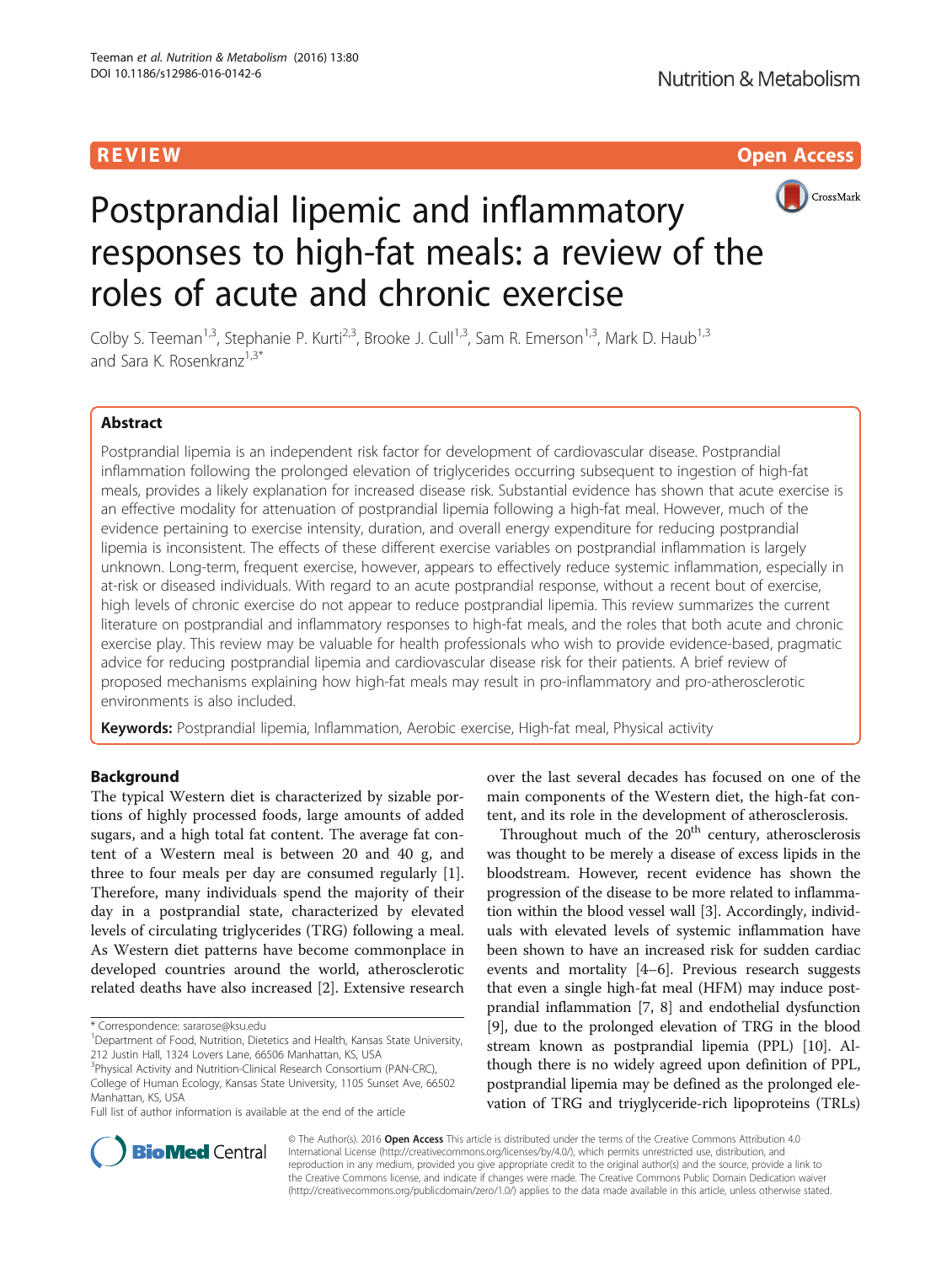REVIEW Open Access

# Postprandial lipemic and inflammatory responses to high-fat meals: a review of the roles of acute and chronic exercise

Colby S. Teeman[1,3], Stephanie P. Kurti[2,3], Brooke J. Cull[1,3], Sam R. Emerson[1,3], Mark D. Haub[1,3] and Sara K. Rosenkranz[1,3*]

## Abstract

Postprandial lipemia is an independent risk factor for development of cardiovascular disease. Postprandial inflammation following the prolonged elevation of triglycerides occurring subsequent to ingestion of high-fat meals, provides a likely explanation for increased disease risk. Substantial evidence has shown that acute exercise is an effective modality for attenuation of postprandial lipemia following a high-fat meal. However, much of the evidence pertaining to exercise intensity, duration, and overall energy expenditure for reducing postprandial lipemia is inconsistent. The effects of these different exercise variables on postprandial inflammation is largely unknown. Long-term, frequent exercise, however, appears to effectively reduce systemic inflammation, especially in at-risk or diseased individuals. With regard to an acute postprandial response, without a recent bout of exercise, high levels of chronic exercise do not appear to reduce postprandial lipemia. This review summarizes the current literature on postprandial and inflammatory responses to high-fat meals, and the roles that both acute and chronic exercise play. This review may be valuable for health professionals who wish to provide evidence-based, pragmatic advice for reducing postprandial lipemia and cardiovascular disease risk for their patients. A brief review of proposed mechanisms explaining how high-fat meals may result in pro-inflammatory and pro-atherosclerotic environments is also included.

**Keywords:** Postprandial lipemia, Inflammation, Aerobic exercise, High-fat meal, Physical activity

## Background

The typical Western diet is characterized by sizable portions of highly processed foods, large amounts of added sugars, and a high total fat content. The average fat content of a Western meal is between 20 and 40 g, and three to four meals per day are consumed regularly [1]. Therefore, many individuals spend the majority of their day in a postprandial state, characterized by elevated levels of circulating triglycerides (TRG) following a meal. As Western diet patterns have become commonplace in developed countries around the world, atherosclerotic related deaths have also increased [2]. Extensive research over the last several decades has focused on one of the main components of the Western diet, the high-fat content, and its role in the development of atherosclerosis.

Throughout much of the 20th century, atherosclerosis was thought to be merely a disease of excess lipids in the bloodstream. However, recent evidence has shown the progression of the disease to be more related to inflammation within the blood vessel wall [3]. Accordingly, individuals with elevated levels of systemic inflammation have been shown to have an increased risk for sudden cardiac events and mortality [4–6]. Previous research suggests that even a single high-fat meal (HFM) may induce postprandial inflammation [7, 8] and endothelial dysfunction [9], due to the prolonged elevation of TRG in the blood stream known as postprandial lipemia (PPL) [10]. Although there is no widely agreed upon definition of PPL, postprandial lipemia may be defined as the prolonged elevation of TRG and triyglyceride-rich lipoproteins (TRLs)

* Correspondence: sararose@ksu.edu
[1]Department of Food, Nutrition, Dietetics and Health, Kansas State University, 212 Justin Hall, 1324 Lovers Lane, 66506 Manhattan, KS, USA
[3]Physical Activity and Nutrition-Clinical Research Consortium (PAN-CRC), College of Human Ecology, Kansas State University, 1105 Sunset Ave, 66502 Manhattan, KS, USA
Full list of author information is available at the end of the article

© The Author(s). 2016 **Open Access** This article is distributed under the terms of the Creative Commons Attribution 4.0 International License (http://creativecommons.org/licenses/by/4.0/), which permits unrestricted use, distribution, and reproduction in any medium, provided you give appropriate credit to the original author(s) and the source, provide a link to the Creative Commons license, and indicate if changes were made. The Creative Commons Public Domain Dedication waiver (http://creativecommons.org/publicdomain/zero/1.0/) applies to the data made available in this article, unless otherwise stated.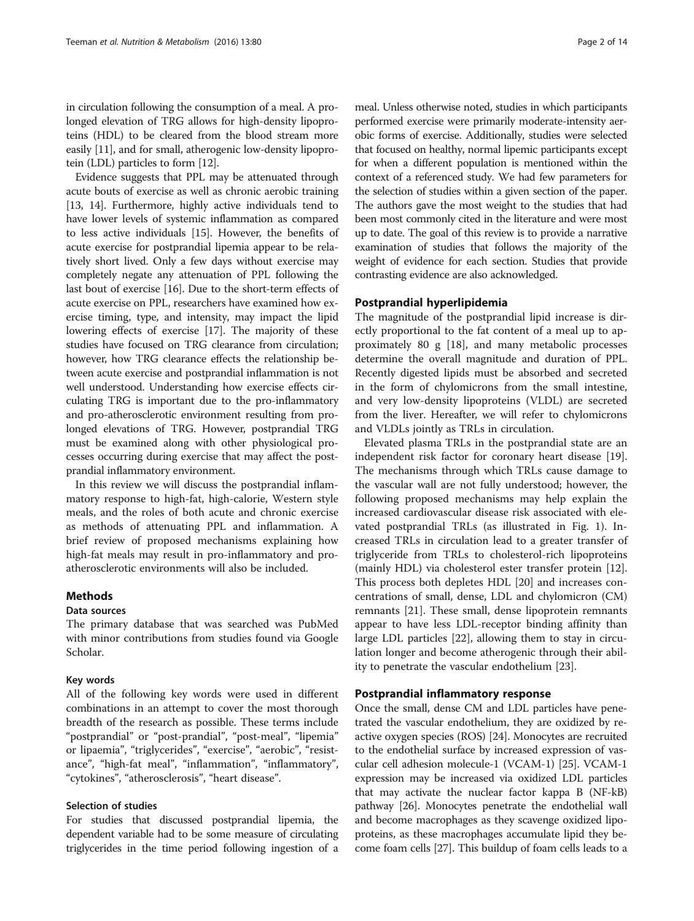in circulation following the consumption of a meal. A prolonged elevation of TRG allows for high-density lipoproteins (HDL) to be cleared from the blood stream more easily [11], and for small, atherogenic low-density lipoprotein (LDL) particles to form [12].

Evidence suggests that PPL may be attenuated through acute bouts of exercise as well as chronic aerobic training [13, 14]. Furthermore, highly active individuals tend to have lower levels of systemic inflammation as compared to less active individuals [15]. However, the benefits of acute exercise for postprandial lipemia appear to be relatively short lived. Only a few days without exercise may completely negate any attenuation of PPL following the last bout of exercise [16]. Due to the short-term effects of acute exercise on PPL, researchers have examined how exercise timing, type, and intensity, may impact the lipid lowering effects of exercise [17]. The majority of these studies have focused on TRG clearance from circulation; however, how TRG clearance effects the relationship between acute exercise and postprandial inflammation is not well understood. Understanding how exercise effects circulating TRG is important due to the pro-inflammatory and pro-atherosclerotic environment resulting from prolonged elevations of TRG. However, postprandial TRG must be examined along with other physiological processes occurring during exercise that may affect the postprandial inflammatory environment.

In this review we will discuss the postprandial inflammatory response to high-fat, high-calorie, Western style meals, and the roles of both acute and chronic exercise as methods of attenuating PPL and inflammation. A brief review of proposed mechanisms explaining how high-fat meals may result in pro-inflammatory and pro-atherosclerotic environments will also be included.

## Methods

### Data sources

The primary database that was searched was PubMed with minor contributions from studies found via Google Scholar.

### Key words

All of the following key words were used in different combinations in an attempt to cover the most thorough breadth of the research as possible. These terms include "postprandial" or "post-prandial", "post-meal", "lipemia" or lipaemia", "triglycerides", "exercise", "aerobic", "resistance", "high-fat meal", "inflammation", "inflammatory", "cytokines", "atherosclerosis", "heart disease".

### Selection of studies

For studies that discussed postprandial lipemia, the dependent variable had to be some measure of circulating triglycerides in the time period following ingestion of a meal. Unless otherwise noted, studies in which participants performed exercise were primarily moderate-intensity aerobic forms of exercise. Additionally, studies were selected that focused on healthy, normal lipemic participants except for when a different population is mentioned within the context of a referenced study. We had few parameters for the selection of studies within a given section of the paper. The authors gave the most weight to the studies that had been most commonly cited in the literature and were most up to date. The goal of this review is to provide a narrative examination of studies that follows the majority of the weight of evidence for each section. Studies that provide contrasting evidence are also acknowledged.

## Postprandial hyperlipidemia

The magnitude of the postprandial lipid increase is directly proportional to the fat content of a meal up to approximately 80 g [18], and many metabolic processes determine the overall magnitude and duration of PPL. Recently digested lipids must be absorbed and secreted in the form of chylomicrons from the small intestine, and very low-density lipoproteins (VLDL) are secreted from the liver. Hereafter, we will refer to chylomicrons and VLDLs jointly as TRLs in circulation.

Elevated plasma TRLs in the postprandial state are an independent risk factor for coronary heart disease [19]. The mechanisms through which TRLs cause damage to the vascular wall are not fully understood; however, the following proposed mechanisms may help explain the increased cardiovascular disease risk associated with elevated postprandial TRLs (as illustrated in Fig. 1). Increased TRLs in circulation lead to a greater transfer of triglyceride from TRLs to cholesterol-rich lipoproteins (mainly HDL) via cholesterol ester transfer protein [12]. This process both depletes HDL [20] and increases concentrations of small, dense, LDL and chylomicron (CM) remnants [21]. These small, dense lipoprotein remnants appear to have less LDL-receptor binding affinity than large LDL particles [22], allowing them to stay in circulation longer and become atherogenic through their ability to penetrate the vascular endothelium [23].

## Postprandial inflammatory response

Once the small, dense CM and LDL particles have penetrated the vascular endothelium, they are oxidized by reactive oxygen species (ROS) [24]. Monocytes are recruited to the endothelial surface by increased expression of vascular cell adhesion molecule-1 (VCAM-1) [25]. VCAM-1 expression may be increased via oxidized LDL particles that may activate the nuclear factor kappa B (NF-kB) pathway [26]. Monocytes penetrate the endothelial wall and become macrophages as they scavenge oxidized lipoproteins, as these macrophages accumulate lipid they become foam cells [27]. This buildup of foam cells leads to a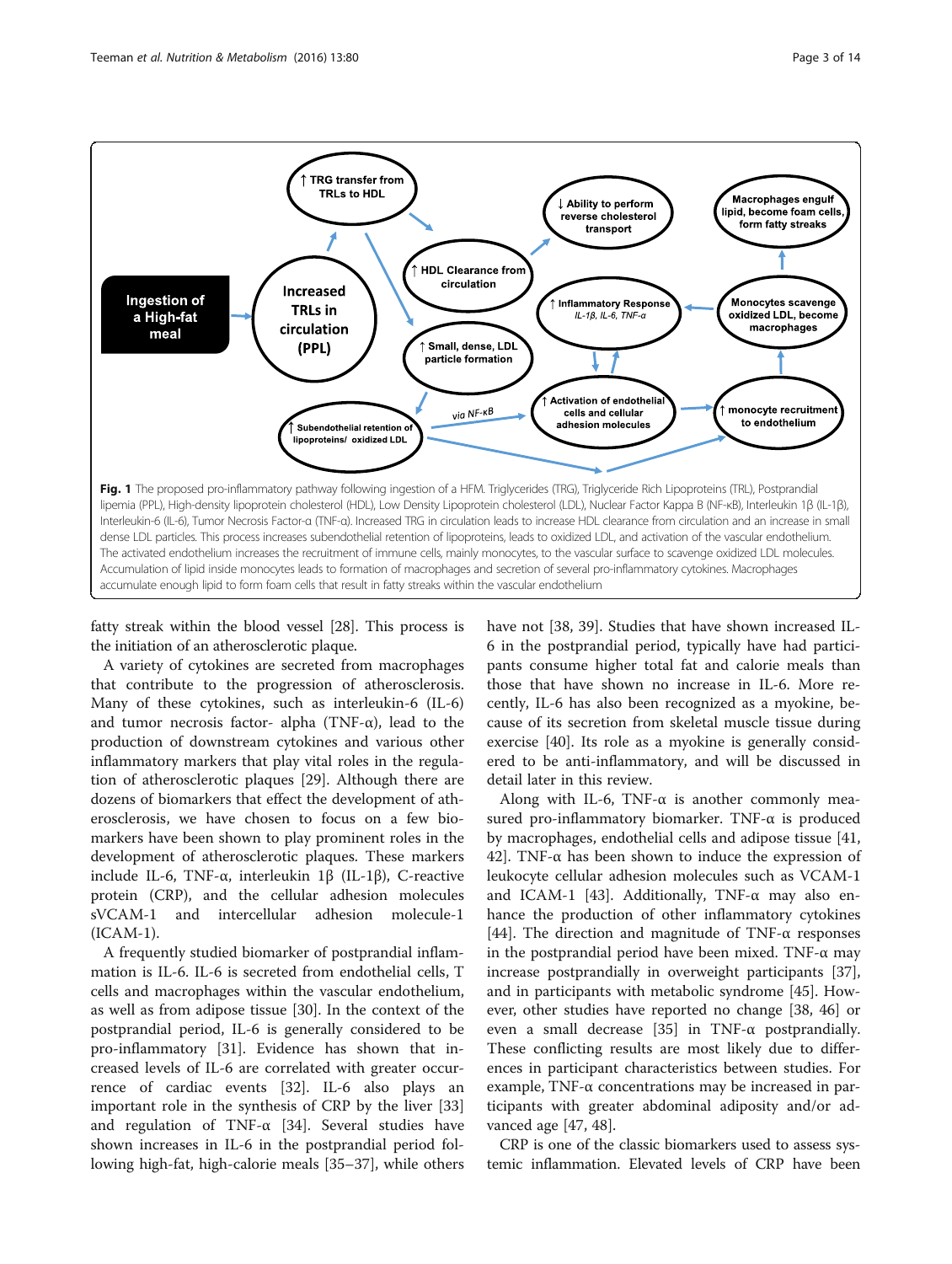**Fig. 1** The proposed pro-inflammatory pathway following ingestion of a HFM. Triglycerides (TRG), Triglyceride Rich Lipoproteins (TRL), Postprandial lipemia (PPL), High-density lipoprotein cholesterol (HDL), Low Density Lipoprotein cholesterol (LDL), Nuclear Factor Kappa B (NF-κB), Interleukin 1β (IL-1β), Interleukin-6 (IL-6), Tumor Necrosis Factor-α (TNF-α). Increased TRG in circulation leads to increase HDL clearance from circulation and an increase in small dense LDL particles. This process increases subendothelial retention of lipoproteins, leads to oxidized LDL, and activation of the vascular endothelium. The activated endothelium increases the recruitment of immune cells, mainly monocytes, to the vascular surface to scavenge oxidized LDL molecules. Accumulation of lipid inside monocytes leads to formation of macrophages and secretion of several pro-inflammatory cytokines. Macrophages accumulate enough lipid to form foam cells that result in fatty streaks within the vascular endothelium

fatty streak within the blood vessel [28]. This process is the initiation of an atherosclerotic plaque.

A variety of cytokines are secreted from macrophages that contribute to the progression of atherosclerosis. Many of these cytokines, such as interleukin-6 (IL-6) and tumor necrosis factor- alpha (TNF-α), lead to the production of downstream cytokines and various other inflammatory markers that play vital roles in the regulation of atherosclerotic plaques [29]. Although there are dozens of biomarkers that effect the development of atherosclerosis, we have chosen to focus on a few biomarkers have been shown to play prominent roles in the development of atherosclerotic plaques. These markers include IL-6, TNF-α, interleukin 1β (IL-1β), C-reactive protein (CRP), and the cellular adhesion molecules sVCAM-1 and intercellular adhesion molecule-1 (ICAM-1).

A frequently studied biomarker of postprandial inflammation is IL-6. IL-6 is secreted from endothelial cells, T cells and macrophages within the vascular endothelium, as well as from adipose tissue [30]. In the context of the postprandial period, IL-6 is generally considered to be pro-inflammatory [31]. Evidence has shown that increased levels of IL-6 are correlated with greater occurrence of cardiac events [32]. IL-6 also plays an important role in the synthesis of CRP by the liver [33] and regulation of TNF-α [34]. Several studies have shown increases in IL-6 in the postprandial period following high-fat, high-calorie meals [35–37], while others have not [38, 39]. Studies that have shown increased IL-6 in the postprandial period, typically have had participants consume higher total fat and calorie meals than those that have shown no increase in IL-6. More recently, IL-6 has also been recognized as a myokine, because of its secretion from skeletal muscle tissue during exercise [40]. Its role as a myokine is generally considered to be anti-inflammatory, and will be discussed in detail later in this review.

Along with IL-6, TNF-α is another commonly measured pro-inflammatory biomarker. TNF-α is produced by macrophages, endothelial cells and adipose tissue [41, 42]. TNF-α has been shown to induce the expression of leukocyte cellular adhesion molecules such as VCAM-1 and ICAM-1 [43]. Additionally, TNF-α may also enhance the production of other inflammatory cytokines [44]. The direction and magnitude of TNF-α responses in the postprandial period have been mixed. TNF-α may increase postprandially in overweight participants [37], and in participants with metabolic syndrome [45]. However, other studies have reported no change [38, 46] or even a small decrease [35] in TNF-α postprandially. These conflicting results are most likely due to differences in participant characteristics between studies. For example, TNF-α concentrations may be increased in participants with greater abdominal adiposity and/or advanced age [47, 48].

CRP is one of the classic biomarkers used to assess systemic inflammation. Elevated levels of CRP have been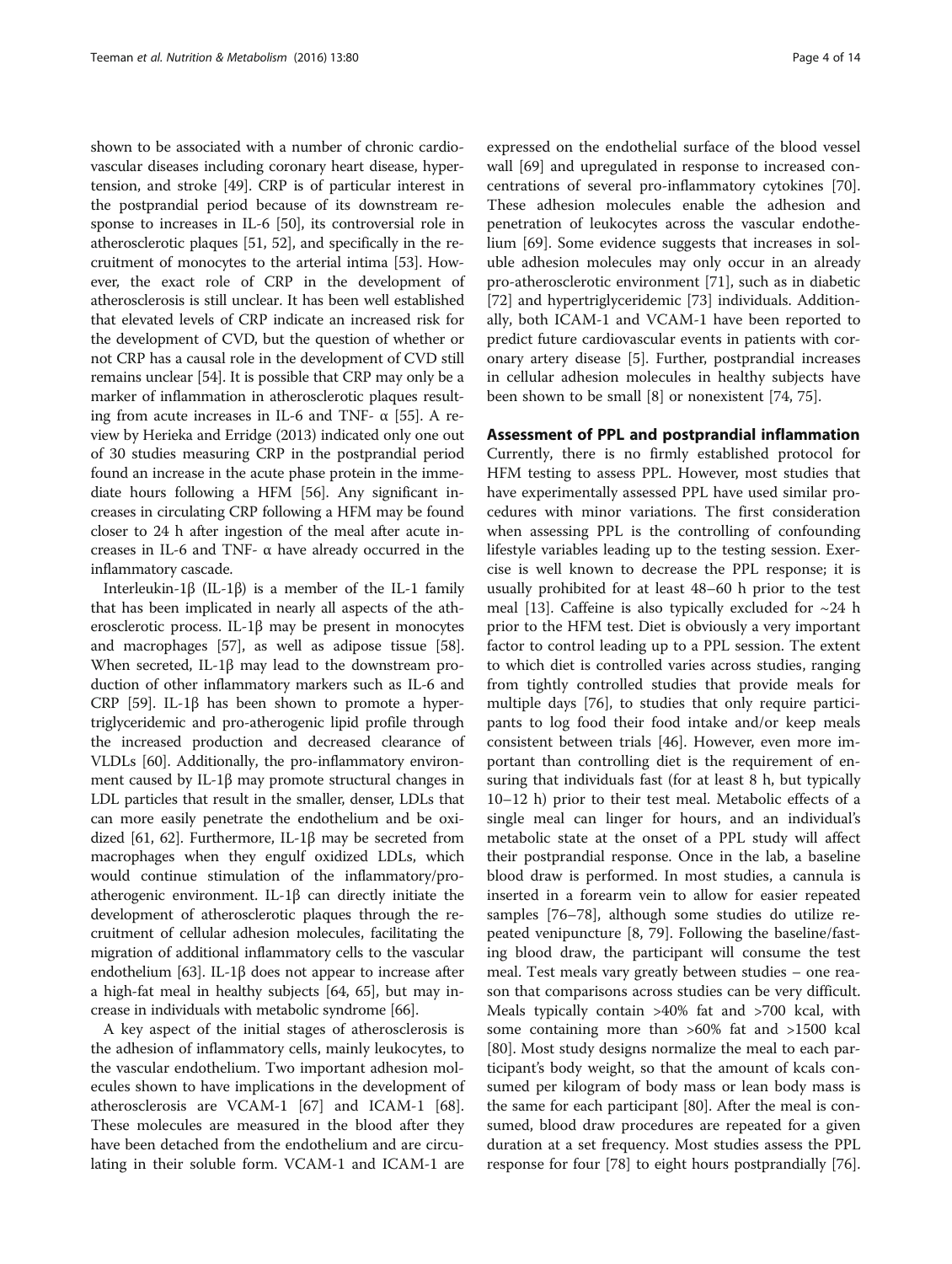shown to be associated with a number of chronic cardiovascular diseases including coronary heart disease, hypertension, and stroke [49]. CRP is of particular interest in the postprandial period because of its downstream response to increases in IL-6 [50], its controversial role in atherosclerotic plaques [51, 52], and specifically in the recruitment of monocytes to the arterial intima [53]. However, the exact role of CRP in the development of atherosclerosis is still unclear. It has been well established that elevated levels of CRP indicate an increased risk for the development of CVD, but the question of whether or not CRP has a causal role in the development of CVD still remains unclear [54]. It is possible that CRP may only be a marker of inflammation in atherosclerotic plaques resulting from acute increases in IL-6 and TNF- α [55]. A review by Herieka and Erridge (2013) indicated only one out of 30 studies measuring CRP in the postprandial period found an increase in the acute phase protein in the immediate hours following a HFM [56]. Any significant increases in circulating CRP following a HFM may be found closer to 24 h after ingestion of the meal after acute increases in IL-6 and TNF- α have already occurred in the inflammatory cascade.

Interleukin-1β (IL-1β) is a member of the IL-1 family that has been implicated in nearly all aspects of the atherosclerotic process. IL-1β may be present in monocytes and macrophages [57], as well as adipose tissue [58]. When secreted, IL-1β may lead to the downstream production of other inflammatory markers such as IL-6 and CRP [59]. IL-1β has been shown to promote a hypertriglyceridemic and pro-atherogenic lipid profile through the increased production and decreased clearance of VLDLs [60]. Additionally, the pro-inflammatory environment caused by IL-1β may promote structural changes in LDL particles that result in the smaller, denser, LDLs that can more easily penetrate the endothelium and be oxidized [61, 62]. Furthermore, IL-1β may be secreted from macrophages when they engulf oxidized LDLs, which would continue stimulation of the inflammatory/pro-atherogenic environment. IL-1β can directly initiate the development of atherosclerotic plaques through the recruitment of cellular adhesion molecules, facilitating the migration of additional inflammatory cells to the vascular endothelium [63]. IL-1β does not appear to increase after a high-fat meal in healthy subjects [64, 65], but may increase in individuals with metabolic syndrome [66].

A key aspect of the initial stages of atherosclerosis is the adhesion of inflammatory cells, mainly leukocytes, to the vascular endothelium. Two important adhesion molecules shown to have implications in the development of atherosclerosis are VCAM-1 [67] and ICAM-1 [68]. These molecules are measured in the blood after they have been detached from the endothelium and are circulating in their soluble form. VCAM-1 and ICAM-1 are expressed on the endothelial surface of the blood vessel wall [69] and upregulated in response to increased concentrations of several pro-inflammatory cytokines [70]. These adhesion molecules enable the adhesion and penetration of leukocytes across the vascular endothelium [69]. Some evidence suggests that increases in soluble adhesion molecules may only occur in an already pro-atherosclerotic environment [71], such as in diabetic [72] and hypertriglyceridemic [73] individuals. Additionally, both ICAM-1 and VCAM-1 have been reported to predict future cardiovascular events in patients with coronary artery disease [5]. Further, postprandial increases in cellular adhesion molecules in healthy subjects have been shown to be small [8] or nonexistent [74, 75].

## Assessment of PPL and postprandial inflammation

Currently, there is no firmly established protocol for HFM testing to assess PPL. However, most studies that have experimentally assessed PPL have used similar procedures with minor variations. The first consideration when assessing PPL is the controlling of confounding lifestyle variables leading up to the testing session. Exercise is well known to decrease the PPL response; it is usually prohibited for at least 48–60 h prior to the test meal [13]. Caffeine is also typically excluded for ~24 h prior to the HFM test. Diet is obviously a very important factor to control leading up to a PPL session. The extent to which diet is controlled varies across studies, ranging from tightly controlled studies that provide meals for multiple days [76], to studies that only require participants to log food their food intake and/or keep meals consistent between trials [46]. However, even more important than controlling diet is the requirement of ensuring that individuals fast (for at least 8 h, but typically 10–12 h) prior to their test meal. Metabolic effects of a single meal can linger for hours, and an individual's metabolic state at the onset of a PPL study will affect their postprandial response. Once in the lab, a baseline blood draw is performed. In most studies, a cannula is inserted in a forearm vein to allow for easier repeated samples [76–78], although some studies do utilize repeated venipuncture [8, 79]. Following the baseline/fasting blood draw, the participant will consume the test meal. Test meals vary greatly between studies – one reason that comparisons across studies can be very difficult. Meals typically contain >40% fat and >700 kcal, with some containing more than >60% fat and >1500 kcal [80]. Most study designs normalize the meal to each participant's body weight, so that the amount of kcals consumed per kilogram of body mass or lean body mass is the same for each participant [80]. After the meal is consumed, blood draw procedures are repeated for a given duration at a set frequency. Most studies assess the PPL response for four [78] to eight hours postprandially [76].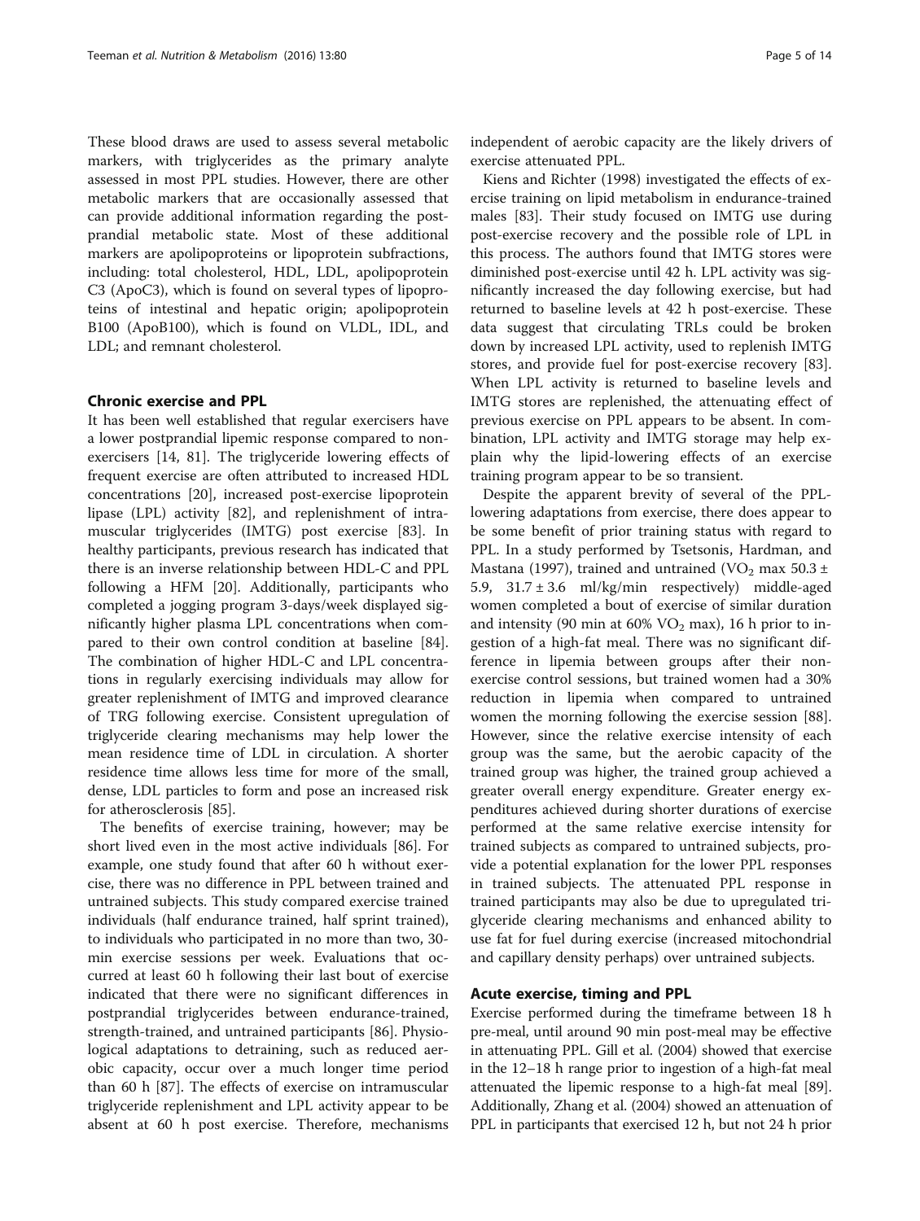These blood draws are used to assess several metabolic markers, with triglycerides as the primary analyte assessed in most PPL studies. However, there are other metabolic markers that are occasionally assessed that can provide additional information regarding the post-prandial metabolic state. Most of these additional markers are apolipoproteins or lipoprotein subfractions, including: total cholesterol, HDL, LDL, apolipoprotein C3 (ApoC3), which is found on several types of lipoproteins of intestinal and hepatic origin; apolipoprotein B100 (ApoB100), which is found on VLDL, IDL, and LDL; and remnant cholesterol.

## Chronic exercise and PPL

It has been well established that regular exercisers have a lower postprandial lipemic response compared to non-exercisers [14, 81]. The triglyceride lowering effects of frequent exercise are often attributed to increased HDL concentrations [20], increased post-exercise lipoprotein lipase (LPL) activity [82], and replenishment of intramuscular triglycerides (IMTG) post exercise [83]. In healthy participants, previous research has indicated that there is an inverse relationship between HDL-C and PPL following a HFM [20]. Additionally, participants who completed a jogging program 3-days/week displayed significantly higher plasma LPL concentrations when compared to their own control condition at baseline [84]. The combination of higher HDL-C and LPL concentrations in regularly exercising individuals may allow for greater replenishment of IMTG and improved clearance of TRG following exercise. Consistent upregulation of triglyceride clearing mechanisms may help lower the mean residence time of LDL in circulation. A shorter residence time allows less time for more of the small, dense, LDL particles to form and pose an increased risk for atherosclerosis [85].

The benefits of exercise training, however; may be short lived even in the most active individuals [86]. For example, one study found that after 60 h without exercise, there was no difference in PPL between trained and untrained subjects. This study compared exercise trained individuals (half endurance trained, half sprint trained), to individuals who participated in no more than two, 30-min exercise sessions per week. Evaluations that occurred at least 60 h following their last bout of exercise indicated that there were no significant differences in postprandial triglycerides between endurance-trained, strength-trained, and untrained participants [86]. Physiological adaptations to detraining, such as reduced aerobic capacity, occur over a much longer time period than 60 h [87]. The effects of exercise on intramuscular triglyceride replenishment and LPL activity appear to be absent at 60 h post exercise. Therefore, mechanisms independent of aerobic capacity are the likely drivers of exercise attenuated PPL.

Kiens and Richter (1998) investigated the effects of exercise training on lipid metabolism in endurance-trained males [83]. Their study focused on IMTG use during post-exercise recovery and the possible role of LPL in this process. The authors found that IMTG stores were diminished post-exercise until 42 h. LPL activity was significantly increased the day following exercise, but had returned to baseline levels at 42 h post-exercise. These data suggest that circulating TRLs could be broken down by increased LPL activity, used to replenish IMTG stores, and provide fuel for post-exercise recovery [83]. When LPL activity is returned to baseline levels and IMTG stores are replenished, the attenuating effect of previous exercise on PPL appears to be absent. In combination, LPL activity and IMTG storage may help explain why the lipid-lowering effects of an exercise training program appear to be so transient.

Despite the apparent brevity of several of the PPL-lowering adaptations from exercise, there does appear to be some benefit of prior training status with regard to PPL. In a study performed by Tsetsonis, Hardman, and Mastana (1997), trained and untrained ($VO_2$ max $50.3 \pm 5.9$, $31.7 \pm 3.6$ ml/kg/min respectively) middle-aged women completed a bout of exercise of similar duration and intensity (90 min at 60% $VO_2$ max), 16 h prior to ingestion of a high-fat meal. There was no significant difference in lipemia between groups after their non-exercise control sessions, but trained women had a 30% reduction in lipemia when compared to untrained women the morning following the exercise session [88]. However, since the relative exercise intensity of each group was the same, but the aerobic capacity of the trained group was higher, the trained group achieved a greater overall energy expenditure. Greater energy expenditures achieved during shorter durations of exercise performed at the same relative exercise intensity for trained subjects as compared to untrained subjects, provide a potential explanation for the lower PPL responses in trained subjects. The attenuated PPL response in trained participants may also be due to upregulated triglyceride clearing mechanisms and enhanced ability to use fat for fuel during exercise (increased mitochondrial and capillary density perhaps) over untrained subjects.

## Acute exercise, timing and PPL

Exercise performed during the timeframe between 18 h pre-meal, until around 90 min post-meal may be effective in attenuating PPL. Gill et al. (2004) showed that exercise in the 12–18 h range prior to ingestion of a high-fat meal attenuated the lipemic response to a high-fat meal [89]. Additionally, Zhang et al. (2004) showed an attenuation of PPL in participants that exercised 12 h, but not 24 h prior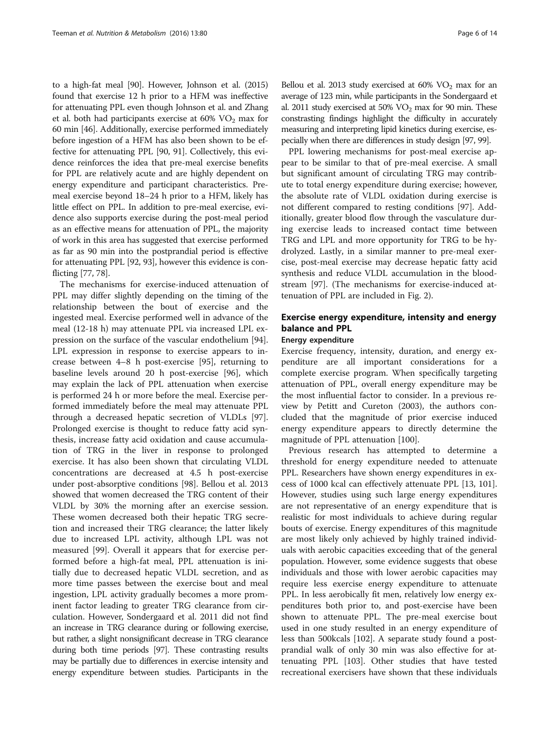to a high-fat meal [90]. However, Johnson et al. (2015) found that exercise 12 h prior to a HFM was ineffective for attenuating PPL even though Johnson et al. and Zhang et al. both had participants exercise at 60% $VO_2$ max for 60 min [46]. Additionally, exercise performed immediately before ingestion of a HFM has also been shown to be effective for attenuating PPL [90, 91]. Collectively, this evidence reinforces the idea that pre-meal exercise benefits for PPL are relatively acute and are highly dependent on energy expenditure and participant characteristics. Pre-meal exercise beyond 18–24 h prior to a HFM, likely has little effect on PPL. In addition to pre-meal exercise, evidence also supports exercise during the post-meal period as an effective means for attenuation of PPL, the majority of work in this area has suggested that exercise performed as far as 90 min into the postprandial period is effective for attenuating PPL [92, 93], however this evidence is conflicting [77, 78].

The mechanisms for exercise-induced attenuation of PPL may differ slightly depending on the timing of the relationship between the bout of exercise and the ingested meal. Exercise performed well in advance of the meal (12-18 h) may attenuate PPL via increased LPL expression on the surface of the vascular endothelium [94]. LPL expression in response to exercise appears to increase between 4–8 h post-exercise [95], returning to baseline levels around 20 h post-exercise [96], which may explain the lack of PPL attenuation when exercise is performed 24 h or more before the meal. Exercise performed immediately before the meal may attenuate PPL through a decreased hepatic secretion of VLDLs [97]. Prolonged exercise is thought to reduce fatty acid synthesis, increase fatty acid oxidation and cause accumulation of TRG in the liver in response to prolonged exercise. It has also been shown that circulating VLDL concentrations are decreased at 4.5 h post-exercise under post-absorptive conditions [98]. Bellou et al. 2013 showed that women decreased the TRG content of their VLDL by 30% the morning after an exercise session. These women decreased both their hepatic TRG secretion and increased their TRG clearance; the latter likely due to increased LPL activity, although LPL was not measured [99]. Overall it appears that for exercise performed before a high-fat meal, PPL attenuation is initially due to decreased hepatic VLDL secretion, and as more time passes between the exercise bout and meal ingestion, LPL activity gradually becomes a more prominent factor leading to greater TRG clearance from circulation. However, Sondergaard et al. 2011 did not find an increase in TRG clearance during or following exercise, but rather, a slight nonsignificant decrease in TRG clearance during both time periods [97]. These contrasting results may be partially due to differences in exercise intensity and energy expenditure between studies. Participants in the Bellou et al. 2013 study exercised at 60% $VO_2$ max for an average of 123 min, while participants in the Sondergaard et al. 2011 study exercised at 50% $VO_2$ max for 90 min. These constrasting findings highlight the difficulty in accurately measuring and interpreting lipid kinetics during exercise, especially when there are differences in study design [97, 99].

PPL lowering mechanisms for post-meal exercise appear to be similar to that of pre-meal exercise. A small but significant amount of circulating TRG may contribute to total energy expenditure during exercise; however, the absolute rate of VLDL oxidation during exercise is not different compared to resting conditions [97]. Additionally, greater blood flow through the vasculature during exercise leads to increased contact time between TRG and LPL and more opportunity for TRG to be hydrolyzed. Lastly, in a similar manner to pre-meal exercise, post-meal exercise may decrease hepatic fatty acid synthesis and reduce VLDL accumulation in the bloodstream [97]. (The mechanisms for exercise-induced attenuation of PPL are included in Fig. 2).

## Exercise energy expenditure, intensity and energy balance and PPL

### Energy expenditure

Exercise frequency, intensity, duration, and energy expenditure are all important considerations for a complete exercise program. When specifically targeting attenuation of PPL, overall energy expenditure may be the most influential factor to consider. In a previous review by Petitt and Cureton (2003), the authors concluded that the magnitude of prior exercise induced energy expenditure appears to directly determine the magnitude of PPL attenuation [100].

Previous research has attempted to determine a threshold for energy expenditure needed to attenuate PPL. Researchers have shown energy expenditures in excess of 1000 kcal can effectively attenuate PPL [13, 101]. However, studies using such large energy expenditures are not representative of an energy expenditure that is realistic for most individuals to achieve during regular bouts of exercise. Energy expenditures of this magnitude are most likely only achieved by highly trained individuals with aerobic capacities exceeding that of the general population. However, some evidence suggests that obese individuals and those with lower aerobic capacities may require less exercise energy expenditure to attenuate PPL. In less aerobically fit men, relatively low energy expenditures both prior to, and post-exercise have been shown to attenuate PPL. The pre-meal exercise bout used in one study resulted in an energy expenditure of less than 500kcals [102]. A separate study found a postprandial walk of only 30 min was also effective for attenuating PPL [103]. Other studies that have tested recreational exercisers have shown that these individuals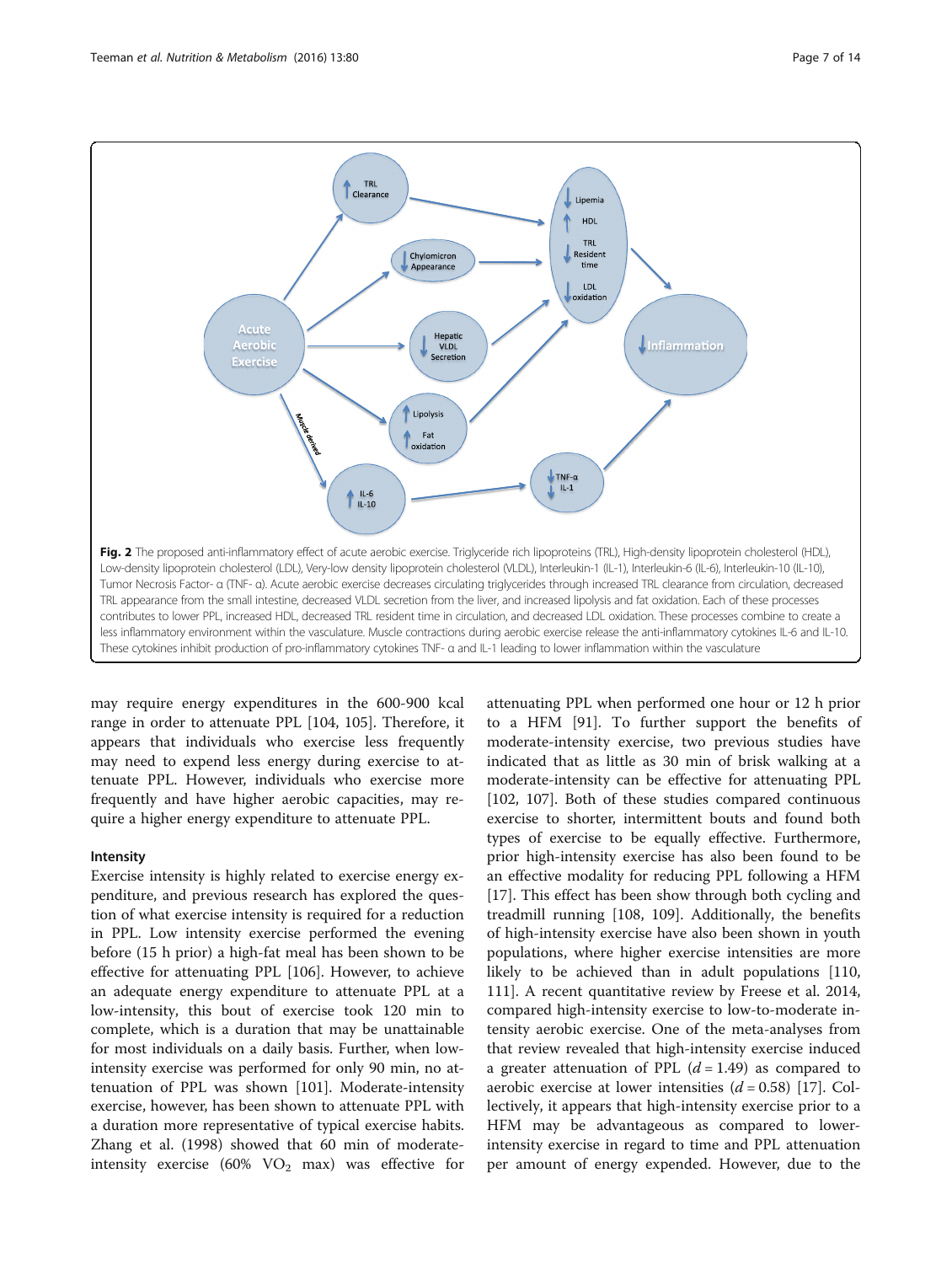Fig. 2 The proposed anti-inflammatory effect of acute aerobic exercise. Triglyceride rich lipoproteins (TRL), High-density lipoprotein cholesterol (HDL), Low-density lipoprotein cholesterol (LDL), Very-low density lipoprotein cholesterol (VLDL), Interleukin-1 (IL-1), Interleukin-6 (IL-6), Interleukin-10 (IL-10), Tumor Necrosis Factor- α (TNF- α). Acute aerobic exercise decreases circulating triglycerides through increased TRL clearance from circulation, decreased TRL appearance from the small intestine, decreased VLDL secretion from the liver, and increased lipolysis and fat oxidation. Each of these processes contributes to lower PPL, increased HDL, decreased TRL resident time in circulation, and decreased LDL oxidation. These processes combine to create a less inflammatory environment within the vasculature. Muscle contractions during aerobic exercise release the anti-inflammatory cytokines IL-6 and IL-10. These cytokines inhibit production of pro-inflammatory cytokines TNF- α and IL-1 leading to lower inflammation within the vasculature

may require energy expenditures in the 600-900 kcal range in order to attenuate PPL [104, 105]. Therefore, it appears that individuals who exercise less frequently may need to expend less energy during exercise to attenuate PPL. However, individuals who exercise more frequently and have higher aerobic capacities, may require a higher energy expenditure to attenuate PPL.

### Intensity

Exercise intensity is highly related to exercise energy expenditure, and previous research has explored the question of what exercise intensity is required for a reduction in PPL. Low intensity exercise performed the evening before (15 h prior) a high-fat meal has been shown to be effective for attenuating PPL [106]. However, to achieve an adequate energy expenditure to attenuate PPL at a low-intensity, this bout of exercise took 120 min to complete, which is a duration that may be unattainable for most individuals on a daily basis. Further, when low-intensity exercise was performed for only 90 min, no attenuation of PPL was shown [101]. Moderate-intensity exercise, however, has been shown to attenuate PPL with a duration more representative of typical exercise habits. Zhang et al. (1998) showed that 60 min of moderate-intensity exercise (60% $VO_2$ max) was effective for attenuating PPL when performed one hour or 12 h prior to a HFM [91]. To further support the benefits of moderate-intensity exercise, two previous studies have indicated that as little as 30 min of brisk walking at a moderate-intensity can be effective for attenuating PPL [102, 107]. Both of these studies compared continuous exercise to shorter, intermittent bouts and found both types of exercise to be equally effective. Furthermore, prior high-intensity exercise has also been found to be an effective modality for reducing PPL following a HFM [17]. This effect has been show through both cycling and treadmill running [108, 109]. Additionally, the benefits of high-intensity exercise have also been shown in youth populations, where higher exercise intensities are more likely to be achieved than in adult populations [110, 111]. A recent quantitative review by Freese et al. 2014, compared high-intensity exercise to low-to-moderate intensity aerobic exercise. One of the meta-analyses from that review revealed that high-intensity exercise induced a greater attenuation of PPL ($d = 1.49$) as compared to aerobic exercise at lower intensities ($d = 0.58$) [17]. Collectively, it appears that high-intensity exercise prior to a HFM may be advantageous as compared to lower-intensity exercise in regard to time and PPL attenuation per amount of energy expended. However, due to the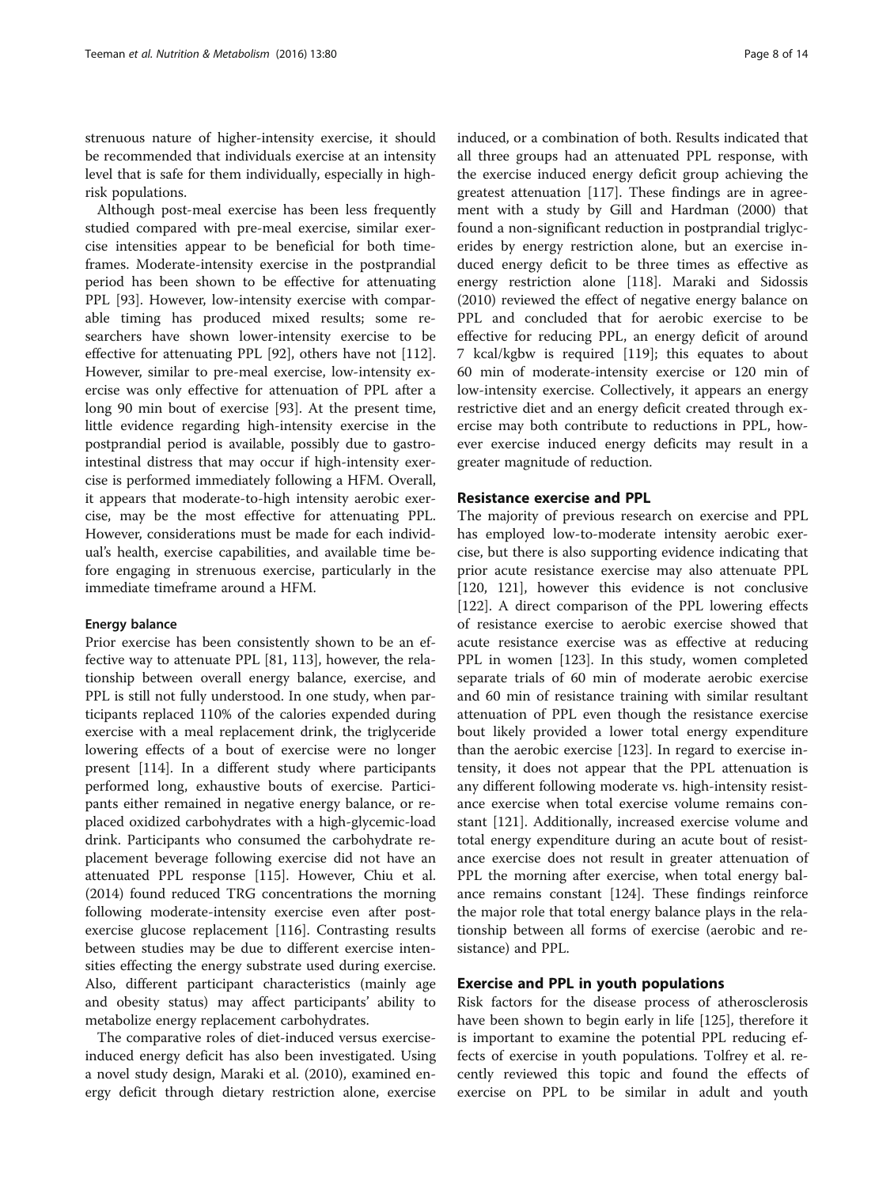strenuous nature of higher-intensity exercise, it should be recommended that individuals exercise at an intensity level that is safe for them individually, especially in high-risk populations.

Although post-meal exercise has been less frequently studied compared with pre-meal exercise, similar exercise intensities appear to be beneficial for both timeframes. Moderate-intensity exercise in the postprandial period has been shown to be effective for attenuating PPL [93]. However, low-intensity exercise with comparable timing has produced mixed results; some researchers have shown lower-intensity exercise to be effective for attenuating PPL [92], others have not [112]. However, similar to pre-meal exercise, low-intensity exercise was only effective for attenuation of PPL after a long 90 min bout of exercise [93]. At the present time, little evidence regarding high-intensity exercise in the postprandial period is available, possibly due to gastrointestinal distress that may occur if high-intensity exercise is performed immediately following a HFM. Overall, it appears that moderate-to-high intensity aerobic exercise, may be the most effective for attenuating PPL. However, considerations must be made for each individual's health, exercise capabilities, and available time before engaging in strenuous exercise, particularly in the immediate timeframe around a HFM.

### Energy balance

Prior exercise has been consistently shown to be an effective way to attenuate PPL [81, 113], however, the relationship between overall energy balance, exercise, and PPL is still not fully understood. In one study, when participants replaced 110% of the calories expended during exercise with a meal replacement drink, the triglyceride lowering effects of a bout of exercise were no longer present [114]. In a different study where participants performed long, exhaustive bouts of exercise. Participants either remained in negative energy balance, or replaced oxidized carbohydrates with a high-glycemic-load drink. Participants who consumed the carbohydrate replacement beverage following exercise did not have an attenuated PPL response [115]. However, Chiu et al. (2014) found reduced TRG concentrations the morning following moderate-intensity exercise even after post-exercise glucose replacement [116]. Contrasting results between studies may be due to different exercise intensities effecting the energy substrate used during exercise. Also, different participant characteristics (mainly age and obesity status) may affect participants' ability to metabolize energy replacement carbohydrates.

The comparative roles of diet-induced versus exercise-induced energy deficit has also been investigated. Using a novel study design, Maraki et al. (2010), examined energy deficit through dietary restriction alone, exercise induced, or a combination of both. Results indicated that all three groups had an attenuated PPL response, with the exercise induced energy deficit group achieving the greatest attenuation [117]. These findings are in agreement with a study by Gill and Hardman (2000) that found a non-significant reduction in postprandial triglycerides by energy restriction alone, but an exercise induced energy deficit to be three times as effective as energy restriction alone [118]. Maraki and Sidossis (2010) reviewed the effect of negative energy balance on PPL and concluded that for aerobic exercise to be effective for reducing PPL, an energy deficit of around 7 kcal/kgbw is required [119]; this equates to about 60 min of moderate-intensity exercise or 120 min of low-intensity exercise. Collectively, it appears an energy restrictive diet and an energy deficit created through exercise may both contribute to reductions in PPL, however exercise induced energy deficits may result in a greater magnitude of reduction.

## Resistance exercise and PPL

The majority of previous research on exercise and PPL has employed low-to-moderate intensity aerobic exercise, but there is also supporting evidence indicating that prior acute resistance exercise may also attenuate PPL [120, 121], however this evidence is not conclusive [122]. A direct comparison of the PPL lowering effects of resistance exercise to aerobic exercise showed that acute resistance exercise was as effective at reducing PPL in women [123]. In this study, women completed separate trials of 60 min of moderate aerobic exercise and 60 min of resistance training with similar resultant attenuation of PPL even though the resistance exercise bout likely provided a lower total energy expenditure than the aerobic exercise [123]. In regard to exercise intensity, it does not appear that the PPL attenuation is any different following moderate vs. high-intensity resistance exercise when total exercise volume remains constant [121]. Additionally, increased exercise volume and total energy expenditure during an acute bout of resistance exercise does not result in greater attenuation of PPL the morning after exercise, when total energy balance remains constant [124]. These findings reinforce the major role that total energy balance plays in the relationship between all forms of exercise (aerobic and resistance) and PPL.

## Exercise and PPL in youth populations

Risk factors for the disease process of atherosclerosis have been shown to begin early in life [125], therefore it is important to examine the potential PPL reducing effects of exercise in youth populations. Tolfrey et al. recently reviewed this topic and found the effects of exercise on PPL to be similar in adult and youth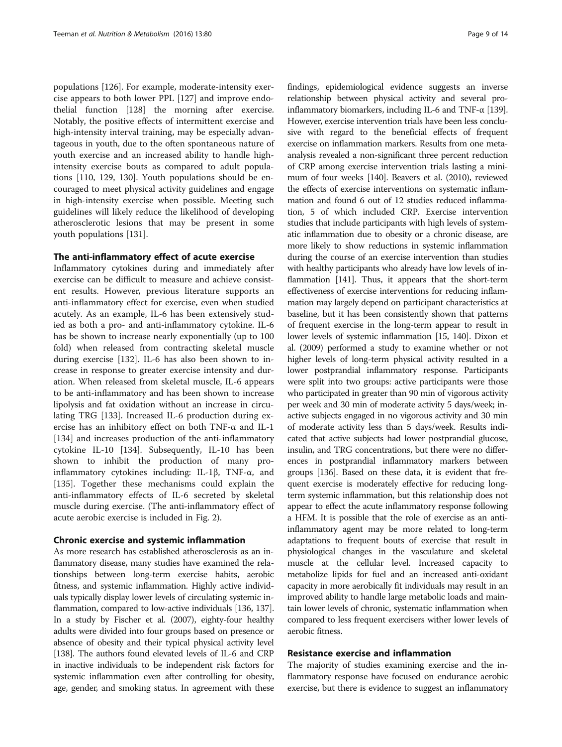populations [126]. For example, moderate-intensity exercise appears to both lower PPL [127] and improve endothelial function [128] the morning after exercise. Notably, the positive effects of intermittent exercise and high-intensity interval training, may be especially advantageous in youth, due to the often spontaneous nature of youth exercise and an increased ability to handle high-intensity exercise bouts as compared to adult populations [110, 129, 130]. Youth populations should be encouraged to meet physical activity guidelines and engage in high-intensity exercise when possible. Meeting such guidelines will likely reduce the likelihood of developing atherosclerotic lesions that may be present in some youth populations [131].

## The anti-inflammatory effect of acute exercise

Inflammatory cytokines during and immediately after exercise can be difficult to measure and achieve consistent results. However, previous literature supports an anti-inflammatory effect for exercise, even when studied acutely. As an example, IL-6 has been extensively studied as both a pro- and anti-inflammatory cytokine. IL-6 has be shown to increase nearly exponentially (up to 100 fold) when released from contracting skeletal muscle during exercise [132]. IL-6 has also been shown to increase in response to greater exercise intensity and duration. When released from skeletal muscle, IL-6 appears to be anti-inflammatory and has been shown to increase lipolysis and fat oxidation without an increase in circulating TRG [133]. Increased IL-6 production during exercise has an inhibitory effect on both TNF-α and IL-1 [134] and increases production of the anti-inflammatory cytokine IL-10 [134]. Subsequently, IL-10 has been shown to inhibit the production of many pro-inflammatory cytokines including: IL-1β, TNF-α, and [135]. Together these mechanisms could explain the anti-inflammatory effects of IL-6 secreted by skeletal muscle during exercise. (The anti-inflammatory effect of acute aerobic exercise is included in Fig. 2).

## Chronic exercise and systemic inflammation

As more research has established atherosclerosis as an inflammatory disease, many studies have examined the relationships between long-term exercise habits, aerobic fitness, and systemic inflammation. Highly active individuals typically display lower levels of circulating systemic inflammation, compared to low-active individuals [136, 137]. In a study by Fischer et al. (2007), eighty-four healthy adults were divided into four groups based on presence or absence of obesity and their typical physical activity level [138]. The authors found elevated levels of IL-6 and CRP in inactive individuals to be independent risk factors for systemic inflammation even after controlling for obesity, age, gender, and smoking status. In agreement with these findings, epidemiological evidence suggests an inverse relationship between physical activity and several pro-inflammatory biomarkers, including IL-6 and TNF-α [139]. However, exercise intervention trials have been less conclusive with regard to the beneficial effects of frequent exercise on inflammation markers. Results from one meta-analysis revealed a non-significant three percent reduction of CRP among exercise intervention trials lasting a minimum of four weeks [140]. Beavers et al. (2010), reviewed the effects of exercise interventions on systematic inflammation and found 6 out of 12 studies reduced inflammation, 5 of which included CRP. Exercise intervention studies that include participants with high levels of systematic inflammation due to obesity or a chronic disease, are more likely to show reductions in systemic inflammation during the course of an exercise intervention than studies with healthy participants who already have low levels of inflammation [141]. Thus, it appears that the short-term effectiveness of exercise interventions for reducing inflammation may largely depend on participant characteristics at baseline, but it has been consistently shown that patterns of frequent exercise in the long-term appear to result in lower levels of systemic inflammation [15, 140]. Dixon et al. (2009) performed a study to examine whether or not higher levels of long-term physical activity resulted in a lower postprandial inflammatory response. Participants were split into two groups: active participants were those who participated in greater than 90 min of vigorous activity per week and 30 min of moderate activity 5 days/week; inactive subjects engaged in no vigorous activity and 30 min of moderate activity less than 5 days/week. Results indicated that active subjects had lower postprandial glucose, insulin, and TRG concentrations, but there were no differences in postprandial inflammatory markers between groups [136]. Based on these data, it is evident that frequent exercise is moderately effective for reducing long-term systemic inflammation, but this relationship does not appear to effect the acute inflammatory response following a HFM. It is possible that the role of exercise as an anti-inflammatory agent may be more related to long-term adaptations to frequent bouts of exercise that result in physiological changes in the vasculature and skeletal muscle at the cellular level. Increased capacity to metabolize lipids for fuel and an increased anti-oxidant capacity in more aerobically fit individuals may result in an improved ability to handle large metabolic loads and maintain lower levels of chronic, systematic inflammation when compared to less frequent exercisers wither lower levels of aerobic fitness.

## Resistance exercise and inflammation

The majority of studies examining exercise and the inflammatory response have focused on endurance aerobic exercise, but there is evidence to suggest an inflammatory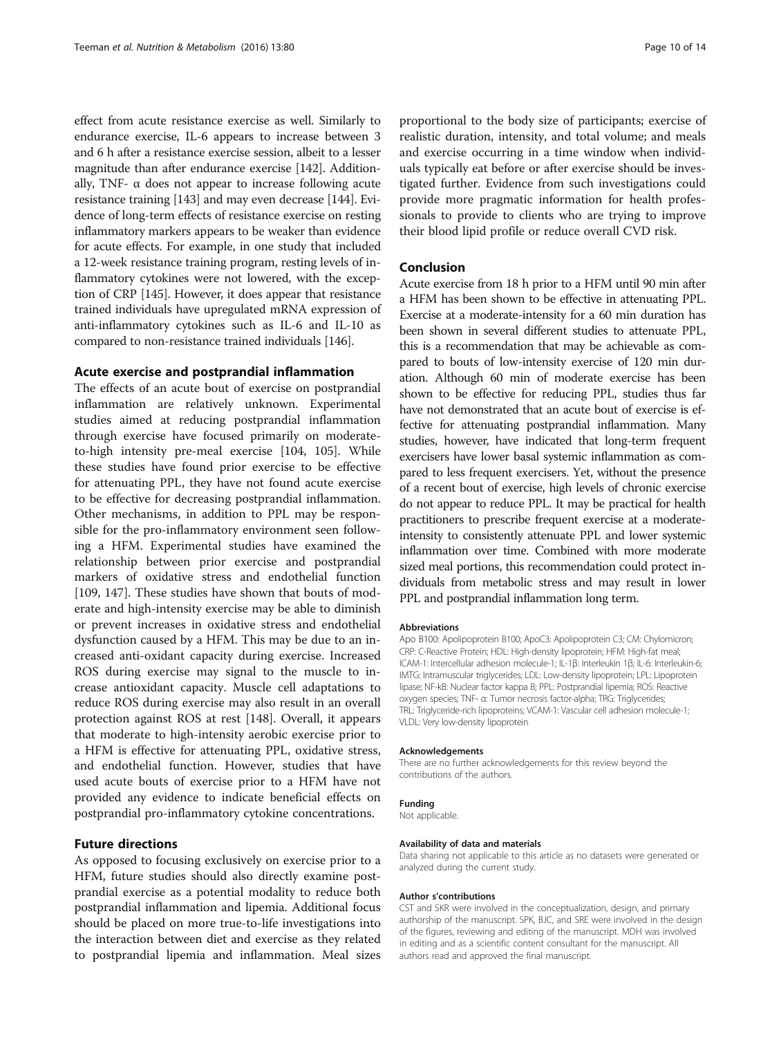effect from acute resistance exercise as well. Similarly to endurance exercise, IL-6 appears to increase between 3 and 6 h after a resistance exercise session, albeit to a lesser magnitude than after endurance exercise [142]. Additionally, TNF- α does not appear to increase following acute resistance training [143] and may even decrease [144]. Evidence of long-term effects of resistance exercise on resting inflammatory markers appears to be weaker than evidence for acute effects. For example, in one study that included a 12-week resistance training program, resting levels of inflammatory cytokines were not lowered, with the exception of CRP [145]. However, it does appear that resistance trained individuals have upregulated mRNA expression of anti-inflammatory cytokines such as IL-6 and IL-10 as compared to non-resistance trained individuals [146].

## Acute exercise and postprandial inflammation

The effects of an acute bout of exercise on postprandial inflammation are relatively unknown. Experimental studies aimed at reducing postprandial inflammation through exercise have focused primarily on moderate-to-high intensity pre-meal exercise [104, 105]. While these studies have found prior exercise to be effective for attenuating PPL, they have not found acute exercise to be effective for decreasing postprandial inflammation. Other mechanisms, in addition to PPL may be responsible for the pro-inflammatory environment seen following a HFM. Experimental studies have examined the relationship between prior exercise and postprandial markers of oxidative stress and endothelial function [109, 147]. These studies have shown that bouts of moderate and high-intensity exercise may be able to diminish or prevent increases in oxidative stress and endothelial dysfunction caused by a HFM. This may be due to an increased anti-oxidant capacity during exercise. Increased ROS during exercise may signal to the muscle to increase antioxidant capacity. Muscle cell adaptations to reduce ROS during exercise may also result in an overall protection against ROS at rest [148]. Overall, it appears that moderate to high-intensity aerobic exercise prior to a HFM is effective for attenuating PPL, oxidative stress, and endothelial function. However, studies that have used acute bouts of exercise prior to a HFM have not provided any evidence to indicate beneficial effects on postprandial pro-inflammatory cytokine concentrations.

## Future directions

As opposed to focusing exclusively on exercise prior to a HFM, future studies should also directly examine postprandial exercise as a potential modality to reduce both postprandial inflammation and lipemia. Additional focus should be placed on more true-to-life investigations into the interaction between diet and exercise as they related to postprandial lipemia and inflammation. Meal sizes proportional to the body size of participants; exercise of realistic duration, intensity, and total volume; and meals and exercise occurring in a time window when individuals typically eat before or after exercise should be investigated further. Evidence from such investigations could provide more pragmatic information for health professionals to provide to clients who are trying to improve their blood lipid profile or reduce overall CVD risk.

## Conclusion

Acute exercise from 18 h prior to a HFM until 90 min after a HFM has been shown to be effective in attenuating PPL. Exercise at a moderate-intensity for a 60 min duration has been shown in several different studies to attenuate PPL, this is a recommendation that may be achievable as compared to bouts of low-intensity exercise of 120 min duration. Although 60 min of moderate exercise has been shown to be effective for reducing PPL, studies thus far have not demonstrated that an acute bout of exercise is effective for attenuating postprandial inflammation. Many studies, however, have indicated that long-term frequent exercisers have lower basal systemic inflammation as compared to less frequent exercisers. Yet, without the presence of a recent bout of exercise, high levels of chronic exercise do not appear to reduce PPL. It may be practical for health practitioners to prescribe frequent exercise at a moderate-intensity to consistently attenuate PPL and lower systemic inflammation over time. Combined with more moderate sized meal portions, this recommendation could protect individuals from metabolic stress and may result in lower PPL and postprandial inflammation long term.

#### Abbreviations

Apo B100: Apolipoprotein B100; ApoC3: Apolipoprotein C3; CM: Chylomicron; CRP: C-Reactive Protein; HDL: High-density lipoprotein; HFM: High-fat meal; ICAM-1: Intercellular adhesion molecule-1; IL-1β: Interleukin 1β; IL-6: Interleukin-6; IMTG: Intramuscular triglycerides; LDL: Low-density lipoprotein; LPL: Lipoprotein lipase; NF-kB: Nuclear factor kappa B; PPL: Postprandial lipemia; ROS: Reactive oxygen species; TNF- α: Tumor necrosis factor-alpha; TRG: Triglycerides; TRL: Triglyceride-rich lipoproteins; VCAM-1: Vascular cell adhesion molecule-1; VLDL: Very low-density lipoprotein

#### Acknowledgements

There are no further acknowledgements for this review beyond the contributions of the authors.

#### Funding

Not applicable.

#### Availability of data and materials

Data sharing not applicable to this article as no datasets were generated or analyzed during the current study.

#### Author s'contributions

CST and SKR were involved in the conceptualization, design, and primary authorship of the manuscript. SPK, BJC, and SRE were involved in the design of the figures, reviewing and editing of the manuscript. MDH was involved in editing and as a scientific content consultant for the manuscript. All authors read and approved the final manuscript.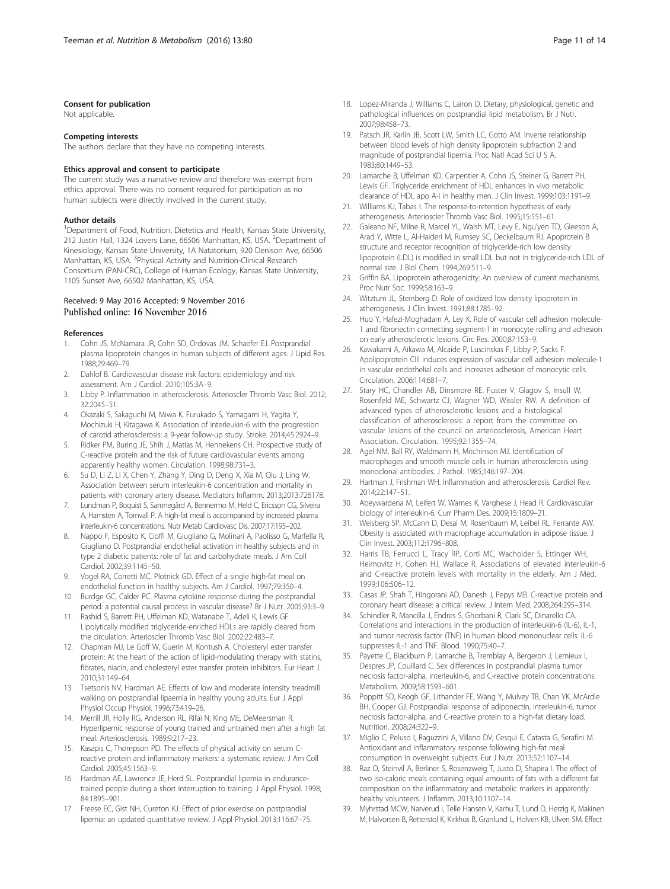### Consent for publication

Not applicable.

### Competing interests

The authors declare that they have no competing interests.

### Ethics approval and consent to participate

The current study was a narrative review and therefore was exempt from ethics approval. There was no consent required for participation as no human subjects were directly involved in the current study.

### Author details

[1]Department of Food, Nutrition, Dietetics and Health, Kansas State University, 212 Justin Hall, 1324 Lovers Lane, 66506 Manhattan, KS, USA. [2]Department of Kinesiology, Kansas State University, 1A Natatorium, 920 Denison Ave, 66506 Manhattan, KS, USA. [3]Physical Activity and Nutrition-Clinical Research Consortium (PAN-CRC), College of Human Ecology, Kansas State University, 1105 Sunset Ave, 66502 Manhattan, KS, USA.

Received: 9 May 2016 Accepted: 9 November 2016
Published online: 16 November 2016

### References

1. Cohn JS, McNamara JR, Cohn SD, Ordovas JM, Schaefer EJ. Postprandial plasma lipoprotein changes in human subjects of different ages. J Lipid Res. 1988;29:469–79.
2. Dahlof B. Cardiovascular disease risk factors: epidemiology and risk assessment. Am J Cardiol. 2010;105:3A–9.
3. Libby P. Inflammation in atherosclerosis. Arterioscler Thromb Vasc Biol. 2012; 32:2045–51.
4. Okazaki S, Sakaguchi M, Miwa K, Furukado S, Yamagami H, Yagita Y, Mochizuki H, Kitagawa K. Association of interleukin-6 with the progression of carotid atherosclerosis: a 9-year follow-up study. Stroke. 2014;45:2924–9.
5. Ridker PM, Buring JE, Shih J, Matias M, Hennekens CH. Prospective study of C-reactive protein and the risk of future cardiovascular events among apparently healthy women. Circulation. 1998;98:731–3.
6. Su D, Li Z, Li X, Chen Y, Zhang Y, Ding D, Deng X, Xia M, Qiu J, Ling W. Association between serum interleukin-6 concentration and mortality in patients with coronary artery disease. Mediators Inflamm. 2013;2013:726178.
7. Lundman P, Boquist S, Samnegård A, Bennermo M, Held C, Ericsson CG, Silveira A, Hamsten A, Tornvall P. A high-fat meal is accompanied by increased plasma interleukin-6 concentrations. Nutr Metab Cardiovasc Dis. 2007;17:195–202.
8. Nappo F, Esposito K, Cioffi M, Giugliano G, Molinari A, Paolisso G, Marfella R, Giugliano D. Postprandial endothelial activation in healthy subjects and in type 2 diabetic patients: role of fat and carbohydrate meals. J Am Coll Cardiol. 2002;39:1145–50.
9. Vogel RA, Corretti MC, Plotnick GD. Effect of a single high-fat meal on endothelial function in healthy subjects. Am J Cardiol. 1997;79:350–4.
10. Burdge GC, Calder PC. Plasma cytokine response during the postprandial period: a potential causal process in vascular disease? Br J Nutr. 2005;93:3–9.
11. Rashid S, Barrett PH, Uffelman KD, Watanabe T, Adeli K, Lewis GF. Lipolytically modified triglyceride-enriched HDLs are rapidly cleared from the circulation. Arterioscler Thromb Vasc Biol. 2002;22:483–7.
12. Chapman MJ, Le Goff W, Guerin M, Kontush A. Cholesteryl ester transfer protein: At the heart of the action of lipid-modulating therapy with statins, fibrates, niacin, and cholesteryl ester transfer protein inhibitors. Eur Heart J. 2010;31:149–64.
13. Tsetsonis NV, Hardman AE. Effects of low and moderate intensity treadmill walking on postprandial lipaemia in healthy young adults. Eur J Appl Physiol Occup Physiol. 1996;73:419–26.
14. Merrill JR, Holly RG, Anderson RL, Rifai N, King ME, DeMeersman R. Hyperlipemic response of young trained and untrained men after a high fat meal. Arteriosclerosis. 1989;9:217–23.
15. Kasapis C, Thompson PD. The effects of physical activity on serum C-reactive protein and inflammatory markers: a systematic review. J Am Coll Cardiol. 2005;45:1563–9.
16. Hardman AE, Lawrence JE, Herd SL. Postprandial lipemia in endurance-trained people during a short interruption to training. J Appl Physiol. 1998; 84:1895–901.
17. Freese EC, Gist NH, Cureton KJ. Effect of prior exercise on postprandial lipemia: an updated quantitative review. J Appl Physiol. 2013;116:67–75.
18. Lopez-Miranda J, Williams C, Lairon D. Dietary, physiological, genetic and pathological influences on postprandial lipid metabolism. Br J Nutr. 2007;98:458–73.
19. Patsch JR, Karlin JB, Scott LW, Smith LC, Gotto AM. Inverse relationship between blood levels of high density lipoprotein subfraction 2 and magnitude of postprandial lipemia. Proc Natl Acad Sci U S A. 1983;80:1449–53.
20. Lamarche B, Uffelman KD, Carpentier A, Cohn JS, Steiner G, Barrett PH, Lewis GF. Triglyceride enrichment of HDL enhances in vivo metabolic clearance of HDL apo A-I in healthy men. J Clin Invest. 1999;103:1191–9.
21. Williams KJ, Tabas I. The response-to-retention hypothesis of early atherogenesis. Arterioscler Thromb Vasc Biol. 1995;15:551–61.
22. Galeano NF, Milne R, Marcel YL, Walsh MT, Levy E, Ngu'yen TD, Gleeson A, Arad Y, Witte L, Al-Haideri M, Rumsey SC, Deckelbaum RJ. Apoprotein B structure and receptor recognition of triglyceride-rich low density lipoprotein (LDL) is modified in small LDL but not in triglyceride-rich LDL of normal size. J Biol Chem. 1994;269:511–9.
23. Griffin BA. Lipoprotein atherogenicity: An overview of current mechanisms. Proc Nutr Soc. 1999;58:163–9.
24. Witztum JL, Steinberg D. Role of oxidized low density lipoprotein in atherogenesis. J Clin Invest. 1991;88:1785–92.
25. Huo Y, Hafezi-Moghadam A, Ley K. Role of vascular cell adhesion molecule-1 and fibronectin connecting segment-1 in monocyte rolling and adhesion on early atherosclerotic lesions. Circ Res. 2000;87:153–9.
26. Kawakami A, Aikawa M, Alcaide P, Luscinskas F, Libby P, Sacks F. Apolipoprotein CIII induces expression of vascular cell adhesion molecule-1 in vascular endothelial cells and increases adhesion of monocytic cells. Circulation. 2006;114:681–7.
27. Stary HC, Chandler AB, Dinsmore RE, Fuster V, Glagov S, Insull W, Rosenfeld ME, Schwartz CJ, Wagner WD, Wissler RW. A definition of advanced types of atherosclerotic lesions and a histological classification of atherosclerosis: a report from the committee on vascular lesions of the council on arteriosclerosis, American Heart Association. Circulation. 1995;92:1355–74.
28. Agel NM, Ball RY, Waldmann H, Mitchinson MJ. Identification of macrophages and smooth muscle cells in human atherosclerosis using monoclonal antibodies. J Pathol. 1985;146:197–204.
29. Hartman J, Frishman WH. Inflammation and atherosclerosis. Cardiol Rev. 2014;22:147–51.
30. Abeywardena M, Leifert W, Warnes K, Varghese J, Head R. Cardiovascular biology of interleukin-6. Curr Pharm Des. 2009;15:1809–21.
31. Weisberg SP, McCann D, Desai M, Rosenbaum M, Leibel RL, Ferrante AW. Obesity is associated with macrophage accumulation in adipose tissue. J Clin Invest. 2003;112:1796–808.
32. Harris TB, Ferrucci L, Tracy RP, Corti MC, Wacholder S, Ettinger WH, Heimovitz H, Cohen HJ, Wallace R. Associations of elevated interleukin-6 and C-reactive protein levels with mortality in the elderly. Am J Med. 1999;106:506–12.
33. Casas JP, Shah T, Hingorani AD, Danesh J, Pepys MB. C-reactive protein and coronary heart disease: a critical review. J Intern Med. 2008;264:295–314.
34. Schindler R, Mancilla J, Endres S, Ghorbani R, Clark SC, Dinarello CA. Correlations and interactions in the production of interleukin-6 (IL-6), IL-1, and tumor necrosis factor (TNF) in human blood mononuclear cells: IL-6 suppresses IL-1 and TNF. Blood. 1990;75:40–7.
35. Payette C, Blackburn P, Lamarche B, Tremblay A, Bergeron J, Lemieux I, Despres JP, Couillard C. Sex differences in postprandial plasma tumor necrosis factor-alpha, interleukin-6, and C-reactive protein concentrations. Metabolism. 2009;58:1593–601.
36. Poppitt SD, Keogh GF, Lithander FE, Wang Y, Mulvey TB, Chan YK, McArdle BH, Cooper GJ. Postprandial response of adiponectin, interleukin-6, tumor necrosis factor-alpha, and C-reactive protein to a high-fat dietary load. Nutrition. 2008;24:322–9.
37. Miglio C, Peluso I, Raguzzini A, Villano DV, Cesqui E, Catasta G, Serafini M. Antioxidant and inflammatory response following high-fat meal consumption in overweight subjects. Eur J Nutr. 2013;52:1107–14.
38. Raz O, Steinvil A, Berliner S, Rosenzweig T, Justo D, Shapira I. The effect of two iso-caloric meals containing equal amounts of fats with a different fat composition on the inflammatory and metabolic markers in apparently healthy volunteers. J Inflamm. 2013;10:1107–14.
39. Myhrstad MCW, Narverud I, Telle Hansen V, Karhu T, Lund D, Herzig K, Makinen M, Halvorsen B, Retterstol K, Kirkhus B, Granlund L, Holven KB, Ulven SM. Effect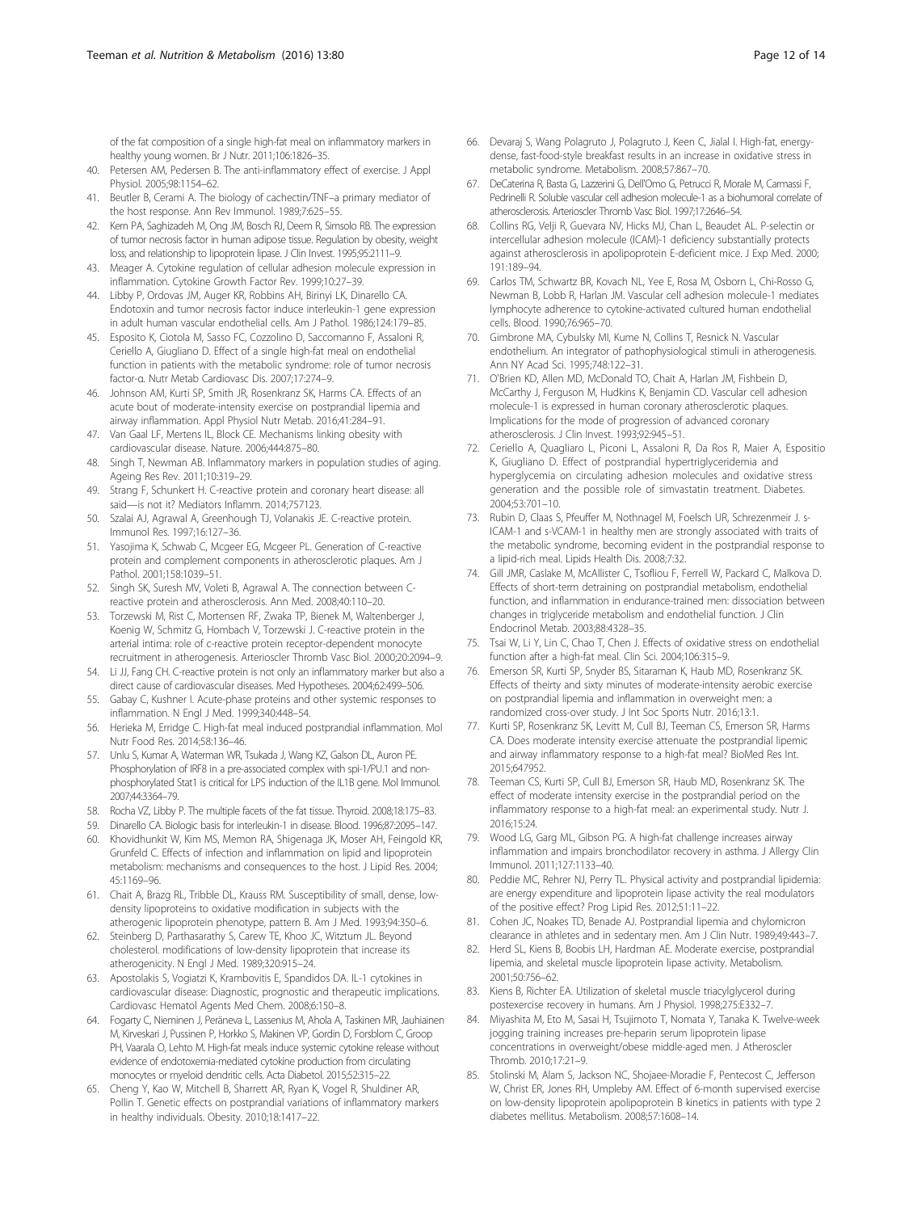of the fat composition of a single high-fat meal on inflammatory markers in healthy young women. Br J Nutr. 2011;106:1826–35.

40. Petersen AM, Pedersen B. The anti-inflammatory effect of exercise. J Appl Physiol. 2005;98:1154–62.
41. Beutler B, Cerami A. The biology of cachectin/TNF–a primary mediator of the host response. Ann Rev Immunol. 1989;7:625–55.
42. Kern PA, Saghizadeh M, Ong JM, Bosch RJ, Deem R, Simsolo RB. The expression of tumor necrosis factor in human adipose tissue. Regulation by obesity, weight loss, and relationship to lipoprotein lipase. J Clin Invest. 1995;95:2111–9.
43. Meager A. Cytokine regulation of cellular adhesion molecule expression in inflammation. Cytokine Growth Factor Rev. 1999;10:27–39.
44. Libby P, Ordovas JM, Auger KR, Robbins AH, Birinyi LK, Dinarello CA. Endotoxin and tumor necrosis factor induce interleukin-1 gene expression in adult human vascular endothelial cells. Am J Pathol. 1986;124:179–85.
45. Esposito K, Ciotola M, Sasso FC, Cozzolino D, Saccomanno F, Assaloni R, Ceriello A, Giugliano D. Effect of a single high-fat meal on endothelial function in patients with the metabolic syndrome: role of tumor necrosis factor-α. Nutr Metab Cardiovasc Dis. 2007;17:274–9.
46. Johnson AM, Kurti SP, Smith JR, Rosenkranz SK, Harms CA. Effects of an acute bout of moderate-intensity exercise on postprandial lipemia and airway inflammation. Appl Physiol Nutr Metab. 2016;41:284–91.
47. Van Gaal LF, Mertens IL, Block CE. Mechanisms linking obesity with cardiovascular disease. Nature. 2006;444:875–80.
48. Singh T, Newman AB. Inflammatory markers in population studies of aging. Ageing Res Rev. 2011;10:319–29.
49. Strang F, Schunkert H. C-reactive protein and coronary heart disease: all said—is not it? Mediators Inflamm. 2014;757123.
50. Szalai AJ, Agrawal A, Greenhough TJ, Volanakis JE. C-reactive protein. Immunol Res. 1997;16:127–36.
51. Yasojima K, Schwab C, Mcgeer EG, Mcgeer PL. Generation of C-reactive protein and complement components in atherosclerotic plaques. Am J Pathol. 2001;158:1039–51.
52. Singh SK, Suresh MV, Voleti B, Agrawal A. The connection between C-reactive protein and atherosclerosis. Ann Med. 2008;40:110–20.
53. Torzewski M, Rist C, Mortensen RF, Zwaka TP, Bienek M, Waltenberger J, Koenig W, Schmitz G, Hombach V, Torzewski J. C-reactive protein in the arterial intima: role of c-reactive protein receptor-dependent monocyte recruitment in atherogenesis. Arterioscler Thromb Vasc Biol. 2000;20:2094–9.
54. Li JJ, Fang CH. C-reactive protein is not only an inflammatory marker but also a direct cause of cardiovascular diseases. Med Hypotheses. 2004;62:499–506.
55. Gabay C, Kushner I. Acute-phase proteins and other systemic responses to inflammation. N Engl J Med. 1999;340:448–54.
56. Herieka M, Erridge C. High-fat meal induced postprandial inflammation. Mol Nutr Food Res. 2014;58:136–46.
57. Unlu S, Kumar A, Waterman WR, Tsukada J, Wang KZ, Galson DL, Auron PE. Phosphorylation of IRF8 in a pre-associated complex with spi-1/PU.1 and non-phosphorylated Stat1 is critical for LPS induction of the IL1B gene. Mol Immunol. 2007;44:3364–79.
58. Rocha VZ, Libby P. The multiple facets of the fat tissue. Thyroid. 2008;18:175–83.
59. Dinarello CA. Biologic basis for interleukin-1 in disease. Blood. 1996;87:2095–147.
60. Khovidhunkit W, Kim MS, Memon RA, Shigenaga JK, Moser AH, Feingold KR, Grunfeld C. Effects of infection and inflammation on lipid and lipoprotein metabolism: mechanisms and consequences to the host. J Lipid Res. 2004; 45:1169–96.
61. Chait A, Brazg RL, Tribble DL, Krauss RM. Susceptibility of small, dense, low-density lipoproteins to oxidative modification in subjects with the atherogenic lipoprotein phenotype, pattern B. Am J Med. 1993;94:350–6.
62. Steinberg D, Parthasarathy S, Carew TE, Khoo JC, Witztum JL. Beyond cholesterol. modifications of low-density lipoprotein that increase its atherogenicity. N Engl J Med. 1989;320:915–24.
63. Apostolakis S, Vogiatzi K, Krambovitis E, Spandidos DA. IL-1 cytokines in cardiovascular disease: Diagnostic, prognostic and therapeutic implications. Cardiovasc Hematol Agents Med Chem. 2008;6:150–8.
64. Fogarty C, Nieminen J, Peräneva L, Lassenius M, Ahola A, Taskinen MR, Jauhiainen M, Kirveskari J, Pussinen P, Horkko S, Makinen VP, Gordin D, Forsblom C, Groop PH, Vaarala O, Lehto M. High-fat meals induce systemic cytokine release without evidence of endotoxemia-mediated cytokine production from circulating monocytes or myeloid dendritic cells. Acta Diabetol. 2015;52:315–22.
65. Cheng Y, Kao W, Mitchell B, Sharrett AR, Ryan K, Vogel R, Shuldiner AR, Pollin T. Genetic effects on postprandial variations of inflammatory markers in healthy individuals. Obesity. 2010;18:1417–22.
66. Devaraj S, Wang Polagruto J, Polagruto J, Keen C, Jialal I. High-fat, energy-dense, fast-food-style breakfast results in an increase in oxidative stress in metabolic syndrome. Metabolism. 2008;57:867–70.
67. DeCaterina R, Basta G, Lazzerini G, Dell'Omo G, Petrucci R, Morale M, Carmassi F, Pedrinelli R. Soluble vascular cell adhesion molecule-1 as a biohumoral correlate of atherosclerosis. Arterioscler Thromb Vasc Biol. 1997;17:2646–54.
68. Collins RG, Velji R, Guevara NV, Hicks MJ, Chan L, Beaudet AL. P-selectin or intercellular adhesion molecule (ICAM)-1 deficiency substantially protects against atherosclerosis in apolipoprotein E-deficient mice. J Exp Med. 2000; 191:189–94.
69. Carlos TM, Schwartz BR, Kovach NL, Yee E, Rosa M, Osborn L, Chi-Rosso G, Newman B, Lobb R, Harlan JM. Vascular cell adhesion molecule-1 mediates lymphocyte adherence to cytokine-activated cultured human endothelial cells. Blood. 1990;76:965–70.
70. Gimbrone MA, Cybulsky MI, Kume N, Collins T, Resnick N. Vascular endothelium. An integrator of pathophysiological stimuli in atherogenesis. Ann NY Acad Sci. 1995;748:122–31.
71. O'Brien KD, Allen MD, McDonald TO, Chait A, Harlan JM, Fishbein D, McCarthy J, Ferguson M, Hudkins K, Benjamin CD. Vascular cell adhesion molecule-1 is expressed in human coronary atherosclerotic plaques. Implications for the mode of progression of advanced coronary atherosclerosis. J Clin Invest. 1993;92:945–51.
72. Ceriello A, Quagliaro L, Piconi L, Assaloni R, Da Ros R, Maier A, Espositio K, Giugliano D. Effect of postprandial hypertriglyceridemia and hyperglycemia on circulating adhesion molecules and oxidative stress generation and the possible role of simvastatin treatment. Diabetes. 2004;53:701–10.
73. Rubin D, Claas S, Pfeuffer M, Nothnagel M, Foelsch UR, Schrezenmeir J. s-ICAM-1 and s-VCAM-1 in healthy men are strongly associated with traits of the metabolic syndrome, becoming evident in the postprandial response to a lipid-rich meal. Lipids Health Dis. 2008;7:32.
74. Gill JMR, Caslake M, McAllister C, Tsofliou F, Ferrell W, Packard C, Malkova D. Effects of short-term detraining on postprandial metabolism, endothelial function, and inflammation in endurance-trained men: dissociation between changes in triglyceride metabolism and endothelial function. J Clin Endocrinol Metab. 2003;88:4328–35.
75. Tsai W, Li Y, Lin C, Chao T, Chen J. Effects of oxidative stress on endothelial function after a high-fat meal. Clin Sci. 2004;106:315–9.
76. Emerson SR, Kurti SP, Snyder BS, Sitaraman K, Haub MD, Rosenkranz SK. Effects of theirty and sixty minutes of moderate-intensity aerobic exercise on postprandial lipemia and inflammation in overweight men: a randomized cross-over study. J Int Soc Sports Nutr. 2016;13:1.
77. Kurti SP, Rosenkranz SK, Levitt M, Cull BJ, Teeman CS, Emerson SR, Harms CA. Does moderate intensity exercise attenuate the postprandial lipemic and airway inflammatory response to a high-fat meal? BioMed Res Int. 2015;647952.
78. Teeman CS, Kurti SP, Cull BJ, Emerson SR, Haub MD, Rosenkranz SK. The effect of moderate intensity exercise in the postprandial period on the inflammatory response to a high-fat meal: an experimental study. Nutr J. 2016;15:24.
79. Wood LG, Garg ML, Gibson PG. A high-fat challenge increases airway inflammation and impairs bronchodilator recovery in asthma. J Allergy Clin Immunol. 2011;127:1133–40.
80. Peddie MC, Rehrer NJ, Perry TL. Physical activity and postprandial lipidemia: are energy expenditure and lipoprotein lipase activity the real modulators of the positive effect? Prog Lipid Res. 2012;51:11–22.
81. Cohen JC, Noakes TD, Benade AJ. Postprandial lipemia and chylomicron clearance in athletes and in sedentary men. Am J Clin Nutr. 1989;49:443–7.
82. Herd SL, Kiens B, Boobis LH, Hardman AE. Moderate exercise, postprandial lipemia, and skeletal muscle lipoprotein lipase activity. Metabolism. 2001;50:756–62.
83. Kiens B, Richter EA. Utilization of skeletal muscle triacylglycerol during postexercise recovery in humans. Am J Physiol. 1998;275:E332–7.
84. Miyashita M, Eto M, Sasai H, Tsujimoto T, Nomata Y, Tanaka K. Twelve-week jogging training increases pre-heparin serum lipoprotein lipase concentrations in overweight/obese middle-aged men. J Atheroscler Thromb. 2010;17:21–9.
85. Stolinski M, Alam S, Jackson NC, Shojaee-Moradie F, Pentecost C, Jefferson W, Christ ER, Jones RH, Umpleby AM. Effect of 6-month supervised exercise on low-density lipoprotein apolipoprotein B kinetics in patients with type 2 diabetes mellitus. Metabolism. 2008;57:1608–14.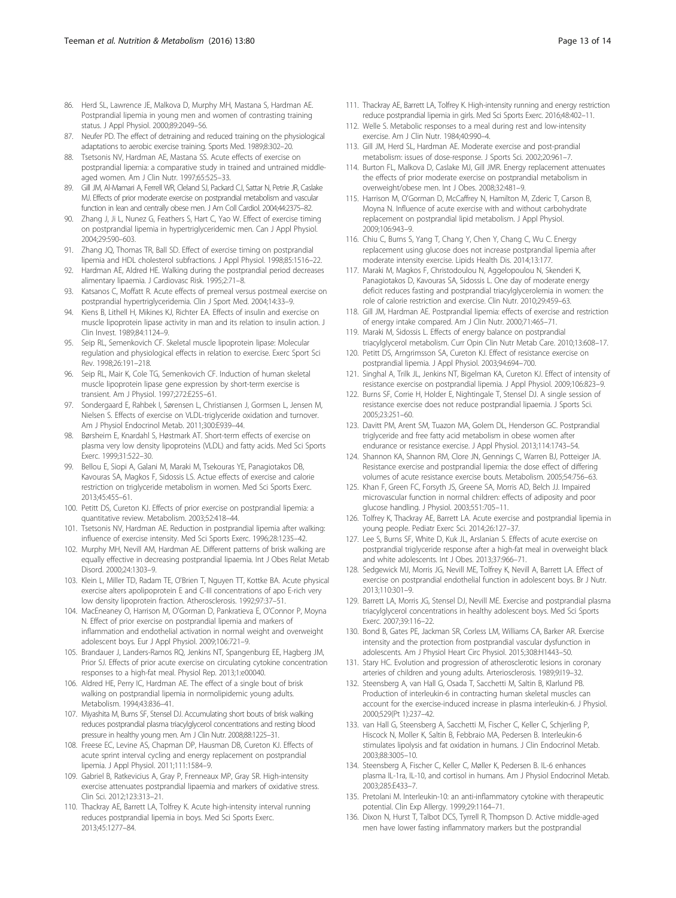86. Herd SL, Lawrence JE, Malkova D, Murphy MH, Mastana S, Hardman AE. Postprandial lipemia in young men and women of contrasting training status. J Appl Physiol. 2000;89:2049–56.
87. Neufer PD. The effect of detraining and reduced training on the physiological adaptations to aerobic exercise training. Sports Med. 1989;8:302–20.
88. Tsetsonis NV, Hardman AE, Mastana SS. Acute effects of exercise on postprandial lipemia: a comparative study in trained and untrained middle-aged women. Am J Clin Nutr. 1997;65:525–33.
89. Gill JM, Al-Mamari A, Ferrell WR, Cleland SJ, Packard CJ, Sattar N, Petrie JR, Caslake MJ. Effects of prior moderate exercise on postprandial metabolism and vascular function in lean and centrally obese men. J Am Coll Cardiol. 2004;44:2375–82.
90. Zhang J, Ji L, Nunez G, Feathers S, Hart C, Yao W. Effect of exercise timing on postprandial lipemia in hypertriglyceridemic men. Can J Appl Physiol. 2004;29:590–603.
91. Zhang JQ, Thomas TR, Ball SD. Effect of exercise timing on postprandial lipemia and HDL cholesterol subfractions. J Appl Physiol. 1998;85:1516–22.
92. Hardman AE, Aldred HE. Walking during the postprandial period decreases alimentary lipaemia. J Cardiovasc Risk. 1995;2:71–8.
93. Katsanos C, Moffatt R. Acute effects of premeal versus postmeal exercise on postprandial hypertriglyceridemia. Clin J Sport Med. 2004;14:33–9.
94. Kiens B, Lithell H, Mikines KJ, Richter EA. Effects of insulin and exercise on muscle lipoprotein lipase activity in man and its relation to insulin action. J Clin Invest. 1989;84:1124–9.
95. Seip RL, Semenkovich CF. Skeletal muscle lipoprotein lipase: Molecular regulation and physiological effects in relation to exercise. Exerc Sport Sci Rev. 1998;26:191–218.
96. Seip RL, Mair K, Cole TG, Semenkovich CF. Induction of human skeletal muscle lipoprotein lipase gene expression by short-term exercise is transient. Am J Physiol. 1997;272:E255–61.
97. Sondergaard E, Rahbek I, Sørensen L, Christiansen J, Gormsen L, Jensen M, Nielsen S. Effects of exercise on VLDL-triglyceride oxidation and turnover. Am J Physiol Endocrinol Metab. 2011;300:E939–44.
98. Børsheim E, Knardahl S, Høstmark AT. Short-term effects of exercise on plasma very low density lipoproteins (VLDL) and fatty acids. Med Sci Sports Exerc. 1999;31:522–30.
99. Bellou E, Siopi A, Galani M, Maraki M, Tsekouras YE, Panagiotakos DB, Kavouras SA, Magkos F, Sidossis LS. Actue effects of exercise and calorie restriction on triglyceride metabolism in women. Med Sci Sports Exerc. 2013;45:455–61.
100. Petitt DS, Cureton KJ. Effects of prior exercise on postprandial lipemia: a quantitative review. Metabolism. 2003;52:418–44.
101. Tsetsonis NV, Hardman AE. Reduction in postprandial lipemia after walking: influence of exercise intensity. Med Sci Sports Exerc. 1996;28:1235–42.
102. Murphy MH, Nevill AM, Hardman AE. Different patterns of brisk walking are equally effective in decreasing postprandial lipaemia. Int J Obes Relat Metab Disord. 2000;24:1303–9.
103. Klein L, Miller TD, Radam TE, O'Brien T, Nguyen TT, Kottke BA. Acute physical exercise alters apolipoprotein E and C-III concentrations of apo E-rich very low density lipoprotein fraction. Atherosclerosis. 1992;97:37–51.
104. MacEneaney O, Harrison M, O'Gorman D, Pankratieva E, O'Connor P, Moyna N. Effect of prior exercise on postprandial lipemia and markers of inflammation and endothelial activation in normal weight and overweight adolescent boys. Eur J Appl Physiol. 2009;106:721–9.
105. Brandauer J, Landers-Ramos RQ, Jenkins NT, Spangenburg EE, Hagberg JM, Prior SJ. Effects of prior acute exercise on circulating cytokine concentration responses to a high-fat meal. Physiol Rep. 2013;1:e00040.
106. Aldred HE, Perry IC, Hardman AE. The effect of a single bout of brisk walking on postprandial lipemia in normolipidemic young adults. Metabolism. 1994;43:836–41.
107. Miyashita M, Burns SF, Stensel DJ. Accumulating short bouts of brisk walking reduces postprandial plasma triacylglycerol concentrations and resting blood pressure in healthy young men. Am J Clin Nutr. 2008;88:1225–31.
108. Freese EC, Levine AS, Chapman DP, Hausman DB, Cureton KJ. Effects of acute sprint interval cycling and energy replacement on postprandial lipemia. J Appl Physiol. 2011;111:1584–9.
109. Gabriel B, Ratkevicius A, Gray P, Frenneaux MP, Gray SR. High-intensity exercise attenuates postprandial lipaemia and markers of oxidative stress. Clin Sci. 2012;123:313–21.
110. Thackray AE, Barrett LA, Tolfrey K. Acute high-intensity interval running reduces postprandial lipemia in boys. Med Sci Sports Exerc. 2013;45:1277–84.
111. Thackray AE, Barrett LA, Tolfrey K. High-intensity running and energy restriction reduce postprandial lipemia in girls. Med Sci Sports Exerc. 2016;48:402–11.
112. Welle S. Metabolic responses to a meal during rest and low-intensity exercise. Am J Clin Nutr. 1984;40:990–4.
113. Gill JM, Herd SL, Hardman AE. Moderate exercise and post-prandial metabolism: issues of dose-response. J Sports Sci. 2002;20:961–7.
114. Burton FL, Malkova D, Caslake MJ, Gill JMR. Energy replacement attenuates the effects of prior moderate exercise on postprandial metabolism in overweight/obese men. Int J Obes. 2008;32:481–9.
115. Harrison M, O'Gorman D, McCaffrey N, Hamilton M, Zderic T, Carson B, Moyna N. Influence of acute exercise with and without carbohydrate replacement on postprandial lipid metabolism. J Appl Physiol. 2009;106:943–9.
116. Chiu C, Burns S, Yang T, Chang Y, Chen Y, Chang C, Wu C. Energy replacement using glucose does not increase postprandial lipemia after moderate intensity exercise. Lipids Health Dis. 2014;13:177.
117. Maraki M, Magkos F, Christodoulou N, Aggelopoulou N, Skenderi K, Panagiotakos D, Kavouras SA, Sidossis L. One day of moderate energy deficit reduces fasting and postprandial triacylglycerolemia in women: the role of calorie restriction and exercise. Clin Nutr. 2010;29:459–63.
118. Gill JM, Hardman AE. Postprandial lipemia: effects of exercise and restriction of energy intake compared. Am J Clin Nutr. 2000;71:465–71.
119. Maraki M, Sidossis L. Effects of energy balance on postprandial triacylglycerol metabolism. Curr Opin Clin Nutr Metab Care. 2010;13:608–17.
120. Petitt DS, Arngrimsson SA, Cureton KJ. Effect of resistance exercise on postprandial lipemia. J Appl Physiol. 2003;94:694–700.
121. Singhal A, Trilk JL, Jenkins NT, Bigelman KA, Cureton KJ. Effect of intensity of resistance exercise on postprandial lipemia. J Appl Physiol. 2009;106:823–9.
122. Burns SF, Corrie H, Holder E, Nightingale T, Stensel DJ. A single session of resistance exercise does not reduce postprandial lipaemia. J Sports Sci. 2005;23:251–60.
123. Davitt PM, Arent SM, Tuazon MA, Golem DL, Henderson GC. Postprandial triglyceride and free fatty acid metabolism in obese women after endurance or resistance exercise. J Appl Physiol. 2013;114:1743–54.
124. Shannon KA, Shannon RM, Clore JN, Gennings C, Warren BJ, Potteiger JA. Resistance exercise and postprandial lipemia: the dose effect of differing volumes of acute resistance exercise bouts. Metabolism. 2005;54:756–63.
125. Khan F, Green FC, Forsyth JS, Greene SA, Morris AD, Belch JJ. Impaired microvascular function in normal children: effects of adiposity and poor glucose handling. J Physiol. 2003;551:705–11.
126. Tolfrey K, Thackray AE, Barrett LA. Acute exercise and postprandial lipemia in young people. Pediatr Exerc Sci. 2014;26:127–37.
127. Lee S, Burns SF, White D, Kuk JL, Arslanian S. Effects of acute exercise on postprandial triglyceride response after a high-fat meal in overweight black and white adolescents. Int J Obes. 2013;37:966–71.
128. Sedgewick MJ, Morris JG, Nevill ME, Tolfrey K, Nevill A, Barrett LA. Effect of exercise on postprandial endothelial function in adolescent boys. Br J Nutr. 2013;110:301–9.
129. Barrett LA, Morris JG, Stensel DJ, Nevill ME. Exercise and postprandial plasma triacylglycerol concentrations in healthy adolescent boys. Med Sci Sports Exerc. 2007;39:116–22.
130. Bond B, Gates PE, Jackman SR, Corless LM, Williams CA, Barker AR. Exercise intensity and the protection from postprandial vascular dysfunction in adolescents. Am J Physiol Heart Circ Physiol. 2015;308:H1443–50.
131. Stary HC. Evolution and progression of atherosclerotic lesions in coronary arteries of children and young adults. Arteriosclerosis. 1989;9:I19–32.
132. Steensberg A, van Hall G, Osada T, Sacchetti M, Saltin B, Klarlund PB. Production of interleukin-6 in contracting human skeletal muscles can account for the exercise-induced increase in plasma interleukin-6. J Physiol. 2000;529(Pt 1):237–42.
133. van Hall G, Steensberg A, Sacchetti M, Fischer C, Keller C, Schjerling P, Hiscock N, Moller K, Saltin B, Febbraio MA, Pedersen B. Interleukin-6 stimulates lipolysis and fat oxidation in humans. J Clin Endocrinol Metab. 2003;88:3005–10.
134. Steensberg A, Fischer C, Keller C, Møller K, Pedersen B. IL-6 enhances plasma IL-1ra, IL-10, and cortisol in humans. Am J Physiol Endocrinol Metab. 2003;285:E433–7.
135. Pretolani M. Interleukin-10: an anti-inflammatory cytokine with therapeutic potential. Clin Exp Allergy. 1999;29:1164–71.
136. Dixon N, Hurst T, Talbot DCS, Tyrrell R, Thompson D. Active middle-aged men have lower fasting inflammatory markers but the postprandial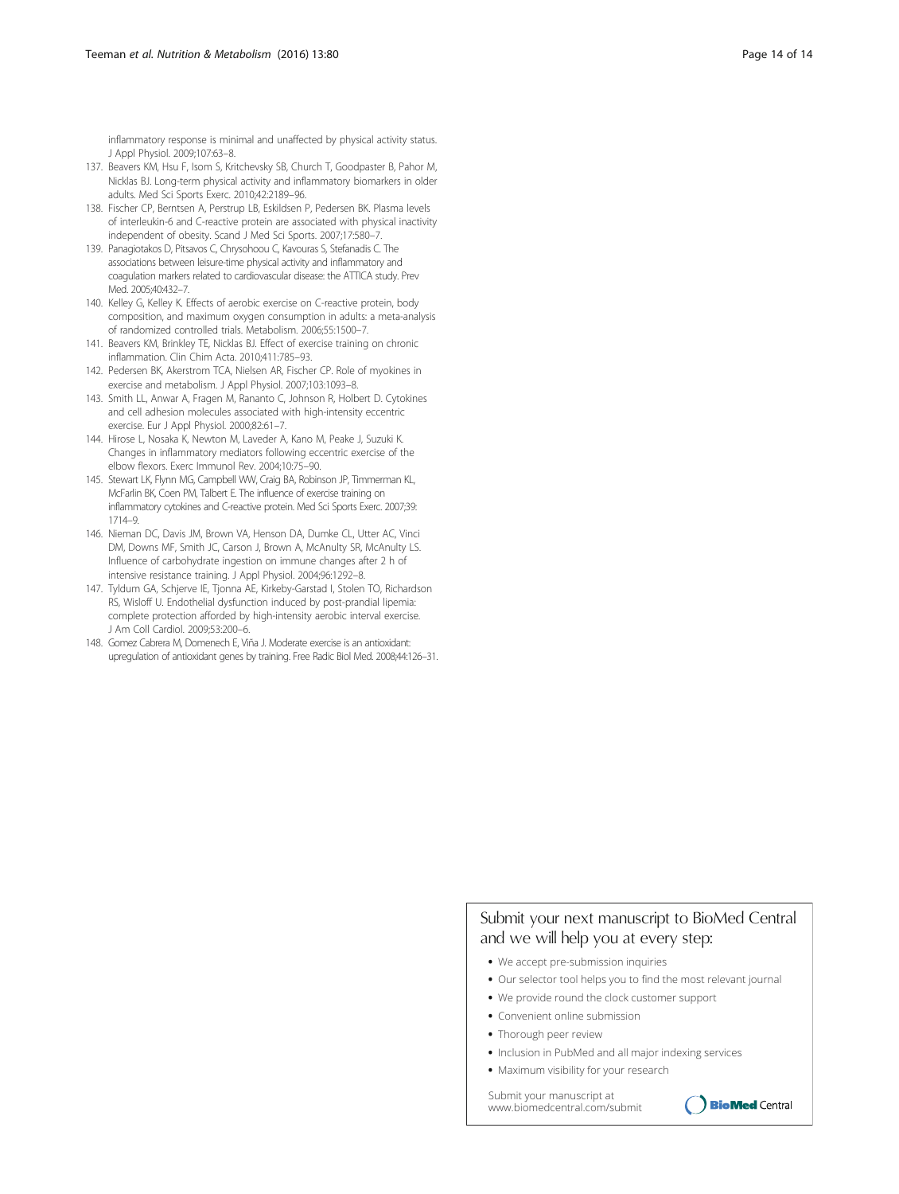inflammatory response is minimal and unaffected by physical activity status. J Appl Physiol. 2009;107:63–8.

137. Beavers KM, Hsu F, Isom S, Kritchevsky SB, Church T, Goodpaster B, Pahor M, Nicklas BJ. Long-term physical activity and inflammatory biomarkers in older adults. Med Sci Sports Exerc. 2010;42:2189–96.
138. Fischer CP, Berntsen A, Perstrup LB, Eskildsen P, Pedersen BK. Plasma levels of interleukin-6 and C-reactive protein are associated with physical inactivity independent of obesity. Scand J Med Sci Sports. 2007;17:580–7.
139. Panagiotakos D, Pitsavos C, Chrysohoou C, Kavouras S, Stefanadis C. The associations between leisure-time physical activity and inflammatory and coagulation markers related to cardiovascular disease: the ATTICA study. Prev Med. 2005;40:432–7.
140. Kelley G, Kelley K. Effects of aerobic exercise on C-reactive protein, body composition, and maximum oxygen consumption in adults: a meta-analysis of randomized controlled trials. Metabolism. 2006;55:1500–7.
141. Beavers KM, Brinkley TE, Nicklas BJ. Effect of exercise training on chronic inflammation. Clin Chim Acta. 2010;411:785–93.
142. Pedersen BK, Akerstrom TCA, Nielsen AR, Fischer CP. Role of myokines in exercise and metabolism. J Appl Physiol. 2007;103:1093–8.
143. Smith LL, Anwar A, Fragen M, Rananto C, Johnson R, Holbert D. Cytokines and cell adhesion molecules associated with high-intensity eccentric exercise. Eur J Appl Physiol. 2000;82:61–7.
144. Hirose L, Nosaka K, Newton M, Laveder A, Kano M, Peake J, Suzuki K. Changes in inflammatory mediators following eccentric exercise of the elbow flexors. Exerc Immunol Rev. 2004;10:75–90.
145. Stewart LK, Flynn MG, Campbell WW, Craig BA, Robinson JP, Timmerman KL, McFarlin BK, Coen PM, Talbert E. The influence of exercise training on inflammatory cytokines and C-reactive protein. Med Sci Sports Exerc. 2007;39: 1714–9.
146. Nieman DC, Davis JM, Brown VA, Henson DA, Dumke CL, Utter AC, Vinci DM, Downs MF, Smith JC, Carson J, Brown A, McAnulty SR, McAnulty LS. Influence of carbohydrate ingestion on immune changes after 2 h of intensive resistance training. J Appl Physiol. 2004;96:1292–8.
147. Tyldum GA, Schjerve IE, Tjonna AE, Kirkeby-Garstad I, Stolen TO, Richardson RS, Wisloff U. Endothelial dysfunction induced by post-prandial lipemia: complete protection afforded by high-intensity aerobic interval exercise. J Am Coll Cardiol. 2009;53:200–6.
148. Gomez Cabrera M, Domenech E, Viña J. Moderate exercise is an antioxidant: upregulation of antioxidant genes by training. Free Radic Biol Med. 2008;44:126–31.

Submit your next manuscript to BioMed Central and we will help you at every step:

- We accept pre-submission inquiries
- Our selector tool helps you to find the most relevant journal
- We provide round the clock customer support
- Convenient online submission
- Thorough peer review
- Inclusion in PubMed and all major indexing services
- Maximum visibility for your research

Submit your manuscript at www.biomedcentral.com/submit

BioMed Central